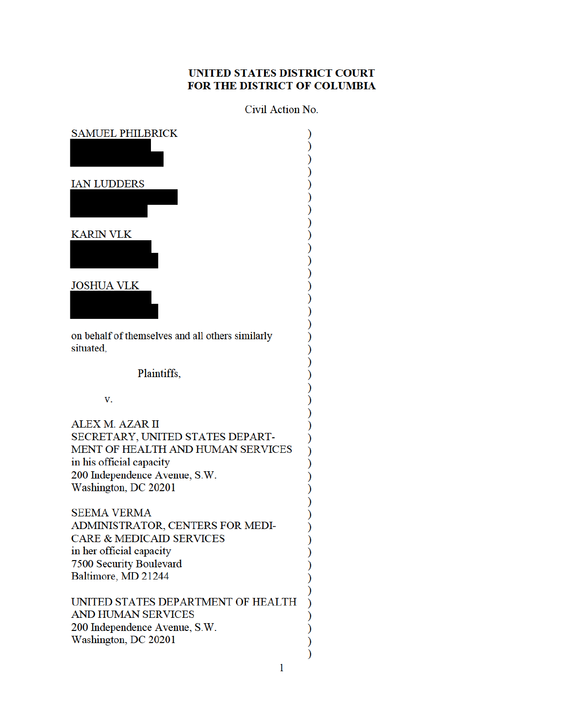**UNITED STATES DISTRICT COURT**
**FOR THE DISTRICT OF COLUMBIA**

Civil Action No.

SAMUEL PHILBRICK

IAN LUDDERS

KARIN VLK

JOSHUA VLK

on behalf of themselves and all others similarly situated,

Plaintiffs,

v.

ALEX M. AZAR II
SECRETARY, UNITED STATES DEPARTMENT OF HEALTH AND HUMAN SERVICES
in his official capacity
200 Independence Avenue, S.W.
Washington, DC 20201

SEEMA VERMA
ADMINISTRATOR, CENTERS FOR MEDICARE & MEDICAID SERVICES
in her official capacity
7500 Security Boulevard
Baltimore, MD 21244

UNITED STATES DEPARTMENT OF HEALTH AND HUMAN SERVICES
200 Independence Avenue, S.W.
Washington, DC 20201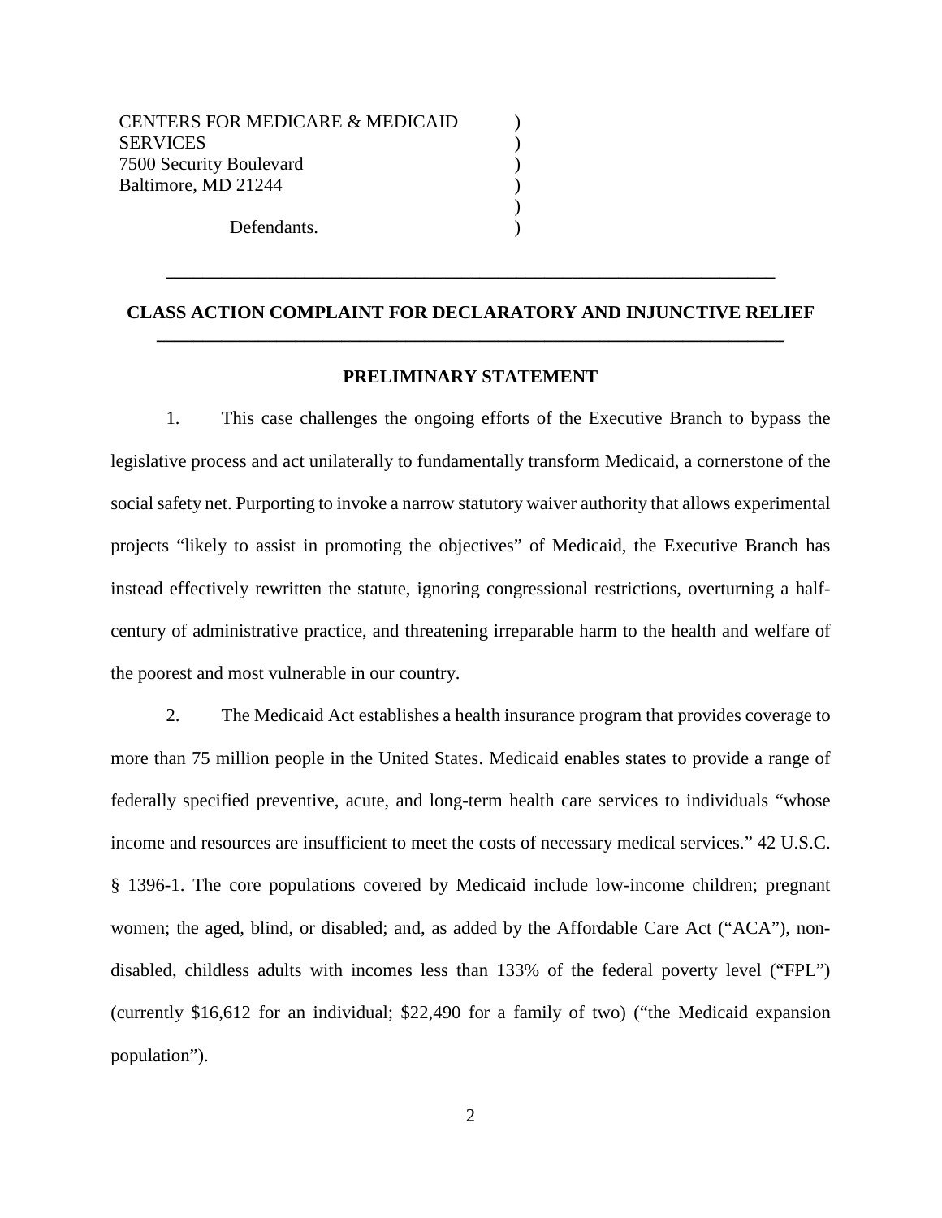CENTERS FOR MEDICARE & MEDICAID SERVICES
7500 Security Boulevard
Baltimore, MD 21244

Defendants.

---

**CLASS ACTION COMPLAINT FOR DECLARATORY AND INJUNCTIVE RELIEF**

---

**PRELIMINARY STATEMENT**

1. This case challenges the ongoing efforts of the Executive Branch to bypass the legislative process and act unilaterally to fundamentally transform Medicaid, a cornerstone of the social safety net. Purporting to invoke a narrow statutory waiver authority that allows experimental projects "likely to assist in promoting the objectives" of Medicaid, the Executive Branch has instead effectively rewritten the statute, ignoring congressional restrictions, overturning a half-century of administrative practice, and threatening irreparable harm to the health and welfare of the poorest and most vulnerable in our country.

2. The Medicaid Act establishes a health insurance program that provides coverage to more than 75 million people in the United States. Medicaid enables states to provide a range of federally specified preventive, acute, and long-term health care services to individuals "whose income and resources are insufficient to meet the costs of necessary medical services." 42 U.S.C. § 1396-1. The core populations covered by Medicaid include low-income children; pregnant women; the aged, blind, or disabled; and, as added by the Affordable Care Act ("ACA"), non-disabled, childless adults with incomes less than 133% of the federal poverty level ("FPL") (currently $16,612 for an individual; $22,490 for a family of two) ("the Medicaid expansion population").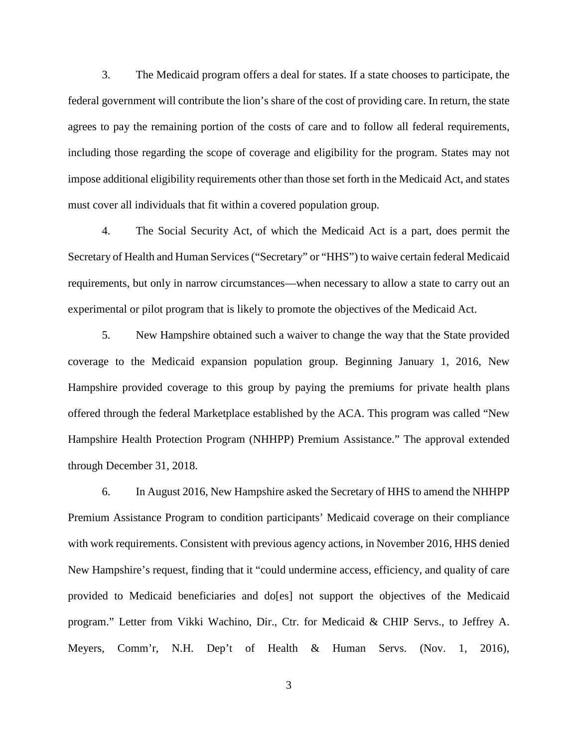3. The Medicaid program offers a deal for states. If a state chooses to participate, the federal government will contribute the lion's share of the cost of providing care. In return, the state agrees to pay the remaining portion of the costs of care and to follow all federal requirements, including those regarding the scope of coverage and eligibility for the program. States may not impose additional eligibility requirements other than those set forth in the Medicaid Act, and states must cover all individuals that fit within a covered population group.

4. The Social Security Act, of which the Medicaid Act is a part, does permit the Secretary of Health and Human Services ("Secretary" or "HHS") to waive certain federal Medicaid requirements, but only in narrow circumstances—when necessary to allow a state to carry out an experimental or pilot program that is likely to promote the objectives of the Medicaid Act.

5. New Hampshire obtained such a waiver to change the way that the State provided coverage to the Medicaid expansion population group. Beginning January 1, 2016, New Hampshire provided coverage to this group by paying the premiums for private health plans offered through the federal Marketplace established by the ACA. This program was called "New Hampshire Health Protection Program (NHHPP) Premium Assistance." The approval extended through December 31, 2018.

6. In August 2016, New Hampshire asked the Secretary of HHS to amend the NHHPP Premium Assistance Program to condition participants' Medicaid coverage on their compliance with work requirements. Consistent with previous agency actions, in November 2016, HHS denied New Hampshire's request, finding that it "could undermine access, efficiency, and quality of care provided to Medicaid beneficiaries and do[es] not support the objectives of the Medicaid program." Letter from Vikki Wachino, Dir., Ctr. for Medicaid & CHIP Servs., to Jeffrey A. Meyers, Comm'r, N.H. Dep't of Health & Human Servs. (Nov. 1, 2016),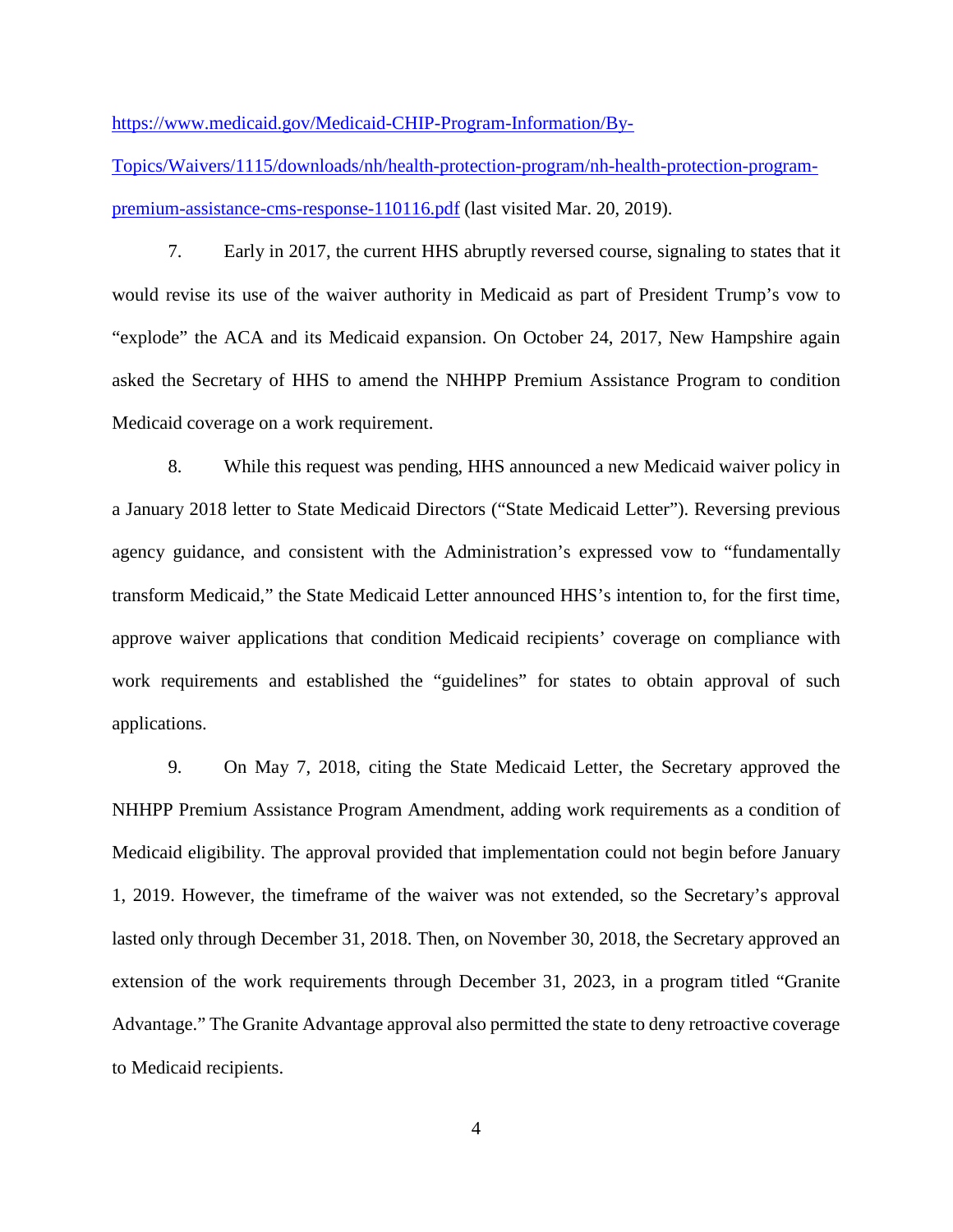https://www.medicaid.gov/Medicaid-CHIP-Program-Information/By-Topics/Waivers/1115/downloads/nh/health-protection-program/nh-health-protection-program-premium-assistance-cms-response-110116.pdf (last visited Mar. 20, 2019).

7. Early in 2017, the current HHS abruptly reversed course, signaling to states that it would revise its use of the waiver authority in Medicaid as part of President Trump's vow to "explode" the ACA and its Medicaid expansion. On October 24, 2017, New Hampshire again asked the Secretary of HHS to amend the NHHPP Premium Assistance Program to condition Medicaid coverage on a work requirement.

8. While this request was pending, HHS announced a new Medicaid waiver policy in a January 2018 letter to State Medicaid Directors ("State Medicaid Letter"). Reversing previous agency guidance, and consistent with the Administration's expressed vow to "fundamentally transform Medicaid," the State Medicaid Letter announced HHS's intention to, for the first time, approve waiver applications that condition Medicaid recipients' coverage on compliance with work requirements and established the "guidelines" for states to obtain approval of such applications.

9. On May 7, 2018, citing the State Medicaid Letter, the Secretary approved the NHHPP Premium Assistance Program Amendment, adding work requirements as a condition of Medicaid eligibility. The approval provided that implementation could not begin before January 1, 2019. However, the timeframe of the waiver was not extended, so the Secretary's approval lasted only through December 31, 2018. Then, on November 30, 2018, the Secretary approved an extension of the work requirements through December 31, 2023, in a program titled "Granite Advantage." The Granite Advantage approval also permitted the state to deny retroactive coverage to Medicaid recipients.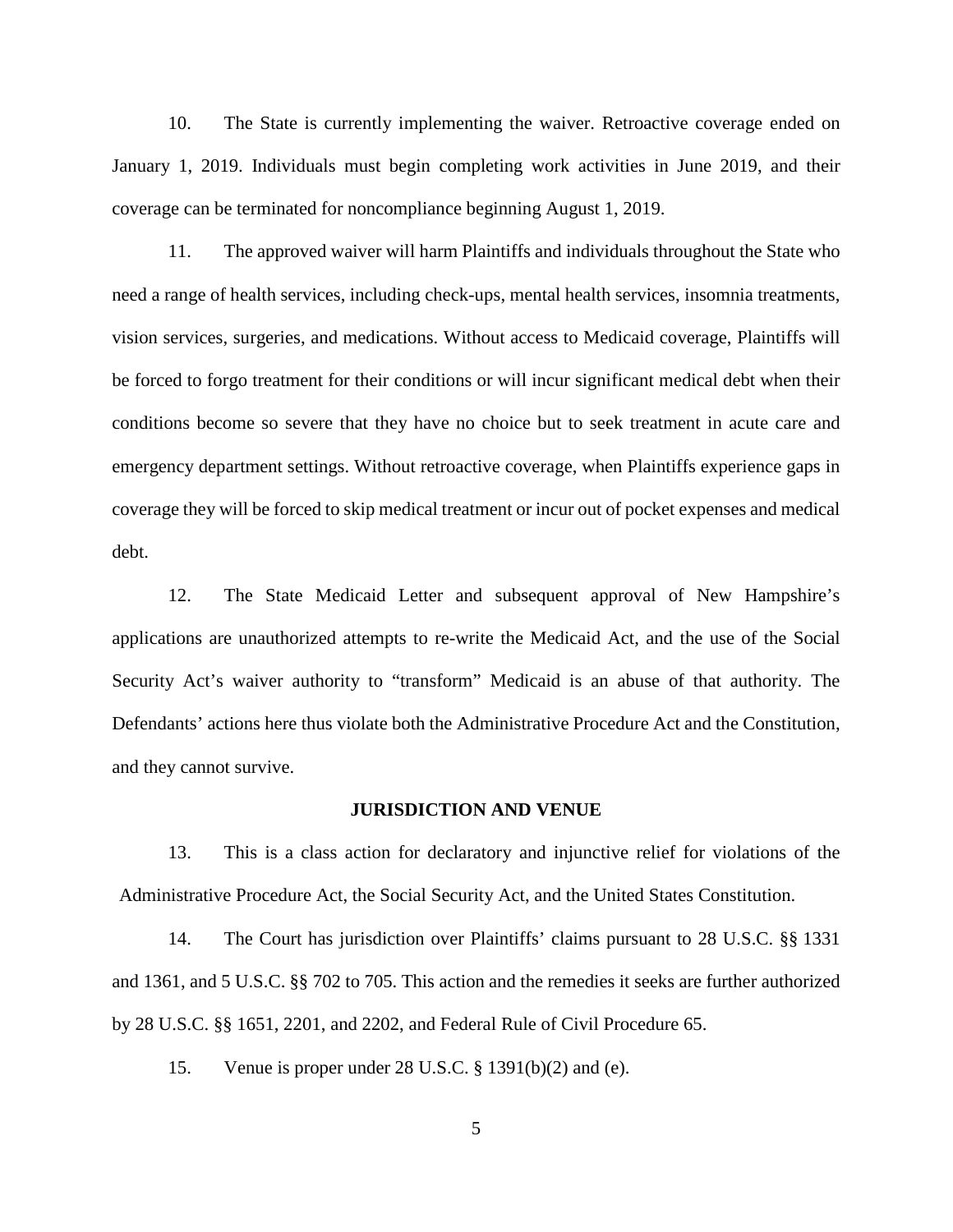10. The State is currently implementing the waiver. Retroactive coverage ended on January 1, 2019. Individuals must begin completing work activities in June 2019, and their coverage can be terminated for noncompliance beginning August 1, 2019.

11. The approved waiver will harm Plaintiffs and individuals throughout the State who need a range of health services, including check-ups, mental health services, insomnia treatments, vision services, surgeries, and medications. Without access to Medicaid coverage, Plaintiffs will be forced to forgo treatment for their conditions or will incur significant medical debt when their conditions become so severe that they have no choice but to seek treatment in acute care and emergency department settings. Without retroactive coverage, when Plaintiffs experience gaps in coverage they will be forced to skip medical treatment or incur out of pocket expenses and medical debt.

12. The State Medicaid Letter and subsequent approval of New Hampshire's applications are unauthorized attempts to re-write the Medicaid Act, and the use of the Social Security Act's waiver authority to "transform" Medicaid is an abuse of that authority. The Defendants' actions here thus violate both the Administrative Procedure Act and the Constitution, and they cannot survive.

## JURISDICTION AND VENUE

13. This is a class action for declaratory and injunctive relief for violations of the Administrative Procedure Act, the Social Security Act, and the United States Constitution.

14. The Court has jurisdiction over Plaintiffs' claims pursuant to 28 U.S.C. §§ 1331 and 1361, and 5 U.S.C. §§ 702 to 705. This action and the remedies it seeks are further authorized by 28 U.S.C. §§ 1651, 2201, and 2202, and Federal Rule of Civil Procedure 65.

15. Venue is proper under 28 U.S.C. § 1391(b)(2) and (e).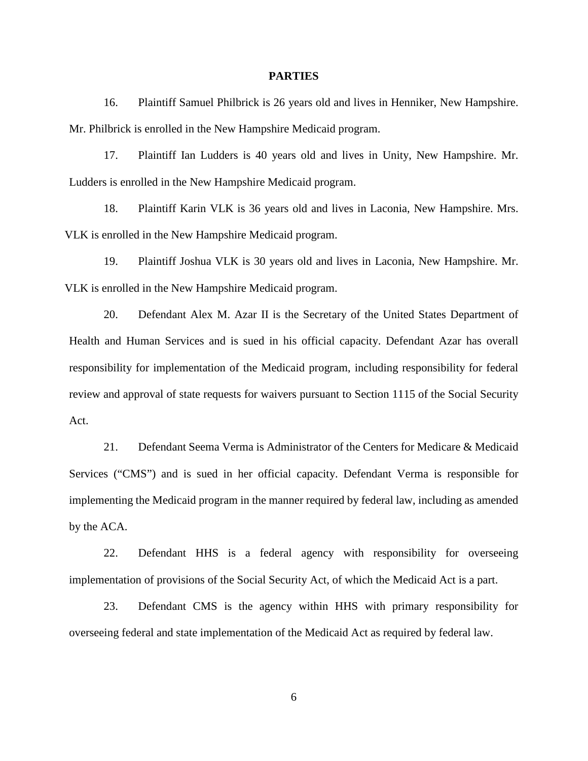**PARTIES**

16. Plaintiff Samuel Philbrick is 26 years old and lives in Henniker, New Hampshire. Mr. Philbrick is enrolled in the New Hampshire Medicaid program.

17. Plaintiff Ian Ludders is 40 years old and lives in Unity, New Hampshire. Mr. Ludders is enrolled in the New Hampshire Medicaid program.

18. Plaintiff Karin VLK is 36 years old and lives in Laconia, New Hampshire. Mrs. VLK is enrolled in the New Hampshire Medicaid program.

19. Plaintiff Joshua VLK is 30 years old and lives in Laconia, New Hampshire. Mr. VLK is enrolled in the New Hampshire Medicaid program.

20. Defendant Alex M. Azar II is the Secretary of the United States Department of Health and Human Services and is sued in his official capacity. Defendant Azar has overall responsibility for implementation of the Medicaid program, including responsibility for federal review and approval of state requests for waivers pursuant to Section 1115 of the Social Security Act.

21. Defendant Seema Verma is Administrator of the Centers for Medicare & Medicaid Services ("CMS") and is sued in her official capacity. Defendant Verma is responsible for implementing the Medicaid program in the manner required by federal law, including as amended by the ACA.

22. Defendant HHS is a federal agency with responsibility for overseeing implementation of provisions of the Social Security Act, of which the Medicaid Act is a part.

23. Defendant CMS is the agency within HHS with primary responsibility for overseeing federal and state implementation of the Medicaid Act as required by federal law.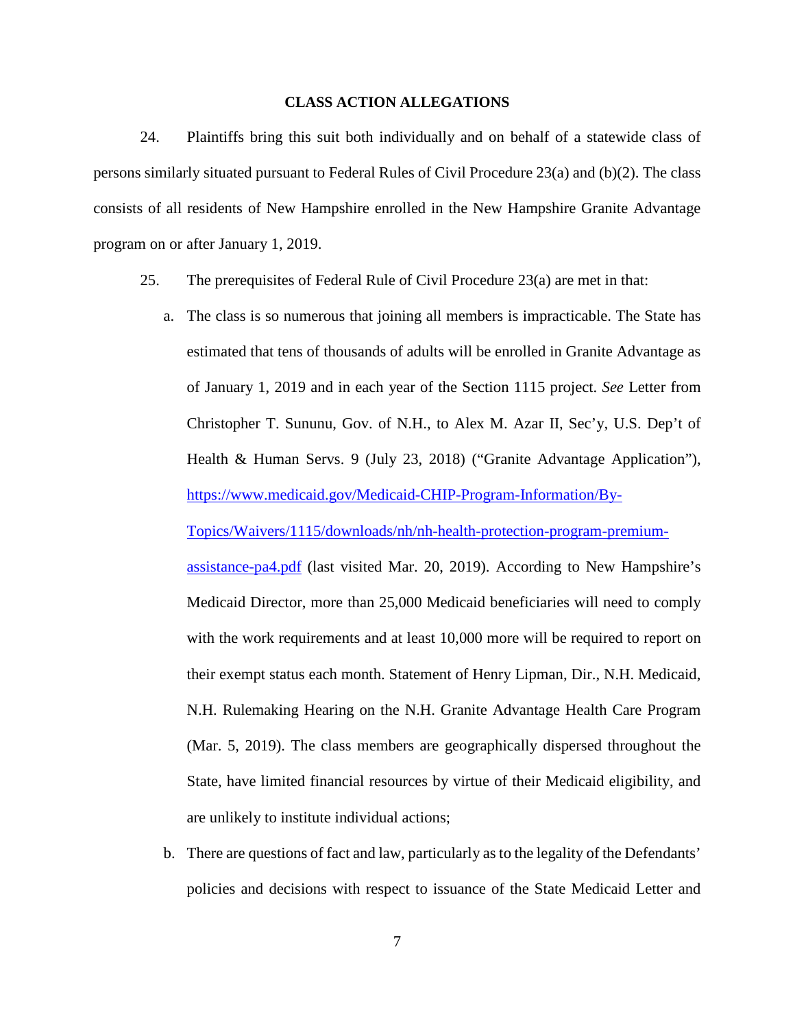## CLASS ACTION ALLEGATIONS

24. Plaintiffs bring this suit both individually and on behalf of a statewide class of persons similarly situated pursuant to Federal Rules of Civil Procedure 23(a) and (b)(2). The class consists of all residents of New Hampshire enrolled in the New Hampshire Granite Advantage program on or after January 1, 2019.

25. The prerequisites of Federal Rule of Civil Procedure 23(a) are met in that:

a. The class is so numerous that joining all members is impracticable. The State has estimated that tens of thousands of adults will be enrolled in Granite Advantage as of January 1, 2019 and in each year of the Section 1115 project. *See* Letter from Christopher T. Sununu, Gov. of N.H., to Alex M. Azar II, Sec'y, U.S. Dep't of Health & Human Servs. 9 (July 23, 2018) ("Granite Advantage Application"), [https://www.medicaid.gov/Medicaid-CHIP-Program-Information/By-Topics/Waivers/1115/downloads/nh/nh-health-protection-program-premium-assistance-pa4.pdf](https://www.medicaid.gov/Medicaid-CHIP-Program-Information/By-Topics/Waivers/1115/downloads/nh/nh-health-protection-program-premium-assistance-pa4.pdf) (last visited Mar. 20, 2019). According to New Hampshire's Medicaid Director, more than 25,000 Medicaid beneficiaries will need to comply with the work requirements and at least 10,000 more will be required to report on their exempt status each month. Statement of Henry Lipman, Dir., N.H. Medicaid, N.H. Rulemaking Hearing on the N.H. Granite Advantage Health Care Program (Mar. 5, 2019). The class members are geographically dispersed throughout the State, have limited financial resources by virtue of their Medicaid eligibility, and are unlikely to institute individual actions;

b. There are questions of fact and law, particularly as to the legality of the Defendants' policies and decisions with respect to issuance of the State Medicaid Letter and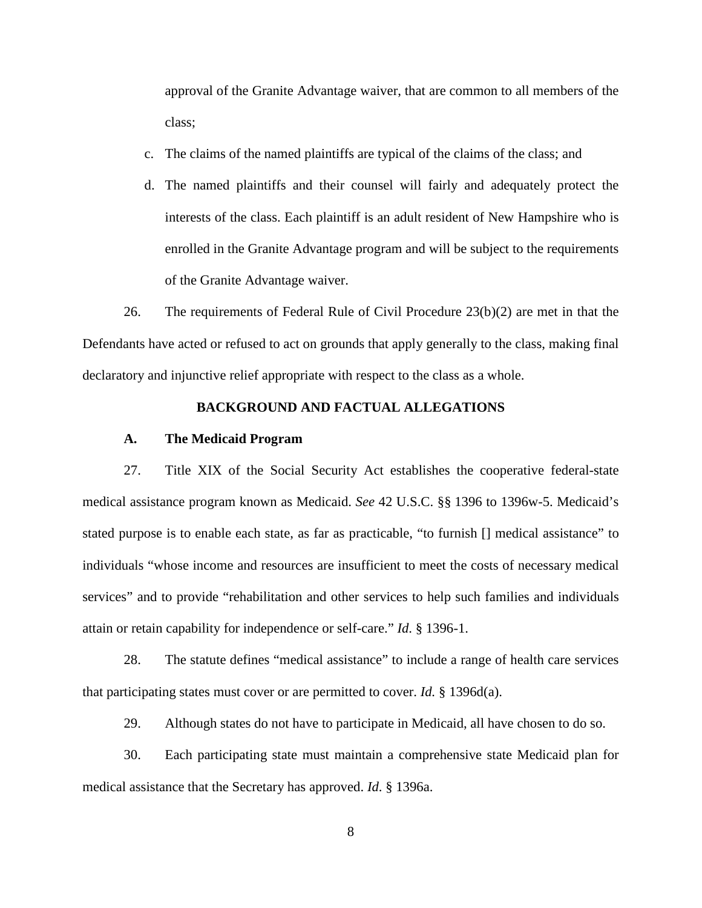approval of the Granite Advantage waiver, that are common to all members of the class;

c. The claims of the named plaintiffs are typical of the claims of the class; and

d. The named plaintiffs and their counsel will fairly and adequately protect the interests of the class. Each plaintiff is an adult resident of New Hampshire who is enrolled in the Granite Advantage program and will be subject to the requirements of the Granite Advantage waiver.

26. The requirements of Federal Rule of Civil Procedure 23(b)(2) are met in that the Defendants have acted or refused to act on grounds that apply generally to the class, making final declaratory and injunctive relief appropriate with respect to the class as a whole.

## BACKGROUND AND FACTUAL ALLEGATIONS

### A. The Medicaid Program

27. Title XIX of the Social Security Act establishes the cooperative federal-state medical assistance program known as Medicaid. *See* 42 U.S.C. §§ 1396 to 1396w-5. Medicaid's stated purpose is to enable each state, as far as practicable, "to furnish [] medical assistance" to individuals "whose income and resources are insufficient to meet the costs of necessary medical services" and to provide "rehabilitation and other services to help such families and individuals attain or retain capability for independence or self-care." *Id.* § 1396-1.

28. The statute defines "medical assistance" to include a range of health care services that participating states must cover or are permitted to cover. *Id.* § 1396d(a).

29. Although states do not have to participate in Medicaid, all have chosen to do so.

30. Each participating state must maintain a comprehensive state Medicaid plan for medical assistance that the Secretary has approved. *Id.* § 1396a.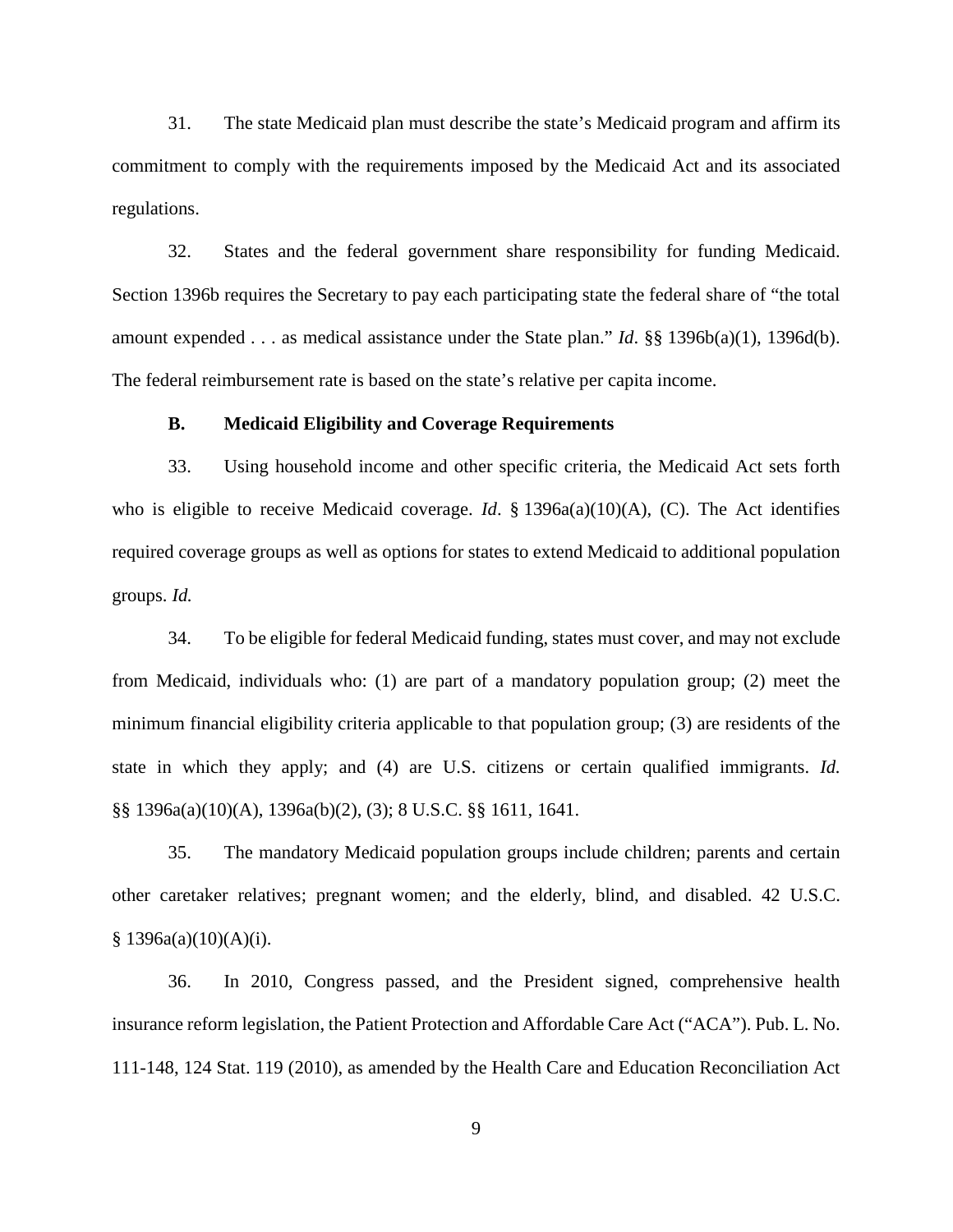31. The state Medicaid plan must describe the state's Medicaid program and affirm its commitment to comply with the requirements imposed by the Medicaid Act and its associated regulations.

32. States and the federal government share responsibility for funding Medicaid. Section 1396b requires the Secretary to pay each participating state the federal share of "the total amount expended . . . as medical assistance under the State plan." *Id*. §§ 1396b(a)(1), 1396d(b). The federal reimbursement rate is based on the state's relative per capita income.

### B. Medicaid Eligibility and Coverage Requirements

33. Using household income and other specific criteria, the Medicaid Act sets forth who is eligible to receive Medicaid coverage. *Id*. § 1396a(a)(10)(A), (C). The Act identifies required coverage groups as well as options for states to extend Medicaid to additional population groups. *Id.*

34. To be eligible for federal Medicaid funding, states must cover, and may not exclude from Medicaid, individuals who: (1) are part of a mandatory population group; (2) meet the minimum financial eligibility criteria applicable to that population group; (3) are residents of the state in which they apply; and (4) are U.S. citizens or certain qualified immigrants. *Id.* §§ 1396a(a)(10)(A), 1396a(b)(2), (3); 8 U.S.C. §§ 1611, 1641.

35. The mandatory Medicaid population groups include children; parents and certain other caretaker relatives; pregnant women; and the elderly, blind, and disabled. 42 U.S.C. § 1396a(a)(10)(A)(i).

36. In 2010, Congress passed, and the President signed, comprehensive health insurance reform legislation, the Patient Protection and Affordable Care Act ("ACA"). Pub. L. No. 111-148, 124 Stat. 119 (2010), as amended by the Health Care and Education Reconciliation Act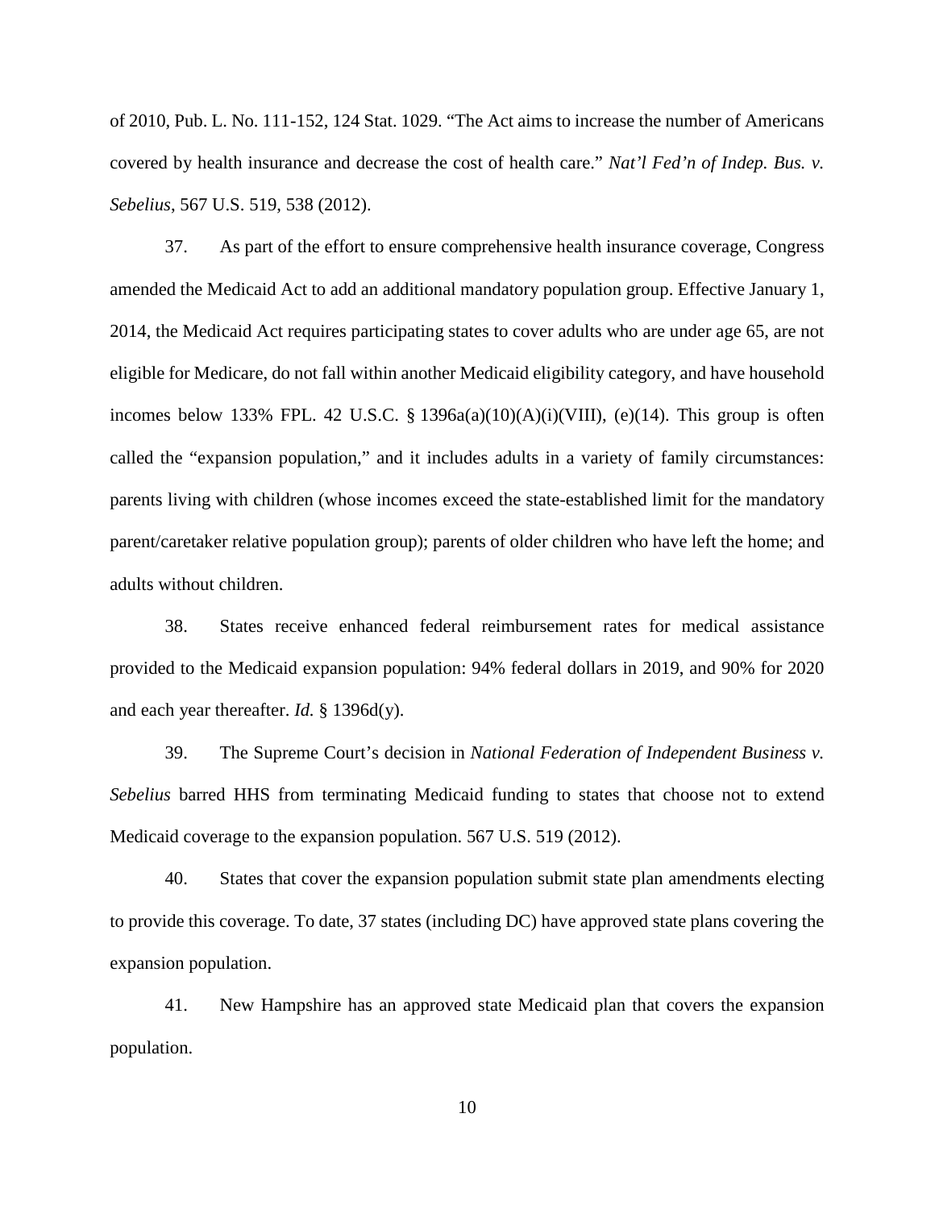of 2010, Pub. L. No. 111-152, 124 Stat. 1029. "The Act aims to increase the number of Americans covered by health insurance and decrease the cost of health care." *Nat'l Fed'n of Indep. Bus. v. Sebelius*, 567 U.S. 519, 538 (2012).

37. As part of the effort to ensure comprehensive health insurance coverage, Congress amended the Medicaid Act to add an additional mandatory population group. Effective January 1, 2014, the Medicaid Act requires participating states to cover adults who are under age 65, are not eligible for Medicare, do not fall within another Medicaid eligibility category, and have household incomes below 133% FPL. 42 U.S.C. § 1396a(a)(10)(A)(i)(VIII), (e)(14). This group is often called the "expansion population," and it includes adults in a variety of family circumstances: parents living with children (whose incomes exceed the state-established limit for the mandatory parent/caretaker relative population group); parents of older children who have left the home; and adults without children.

38. States receive enhanced federal reimbursement rates for medical assistance provided to the Medicaid expansion population: 94% federal dollars in 2019, and 90% for 2020 and each year thereafter. *Id.* § 1396d(y).

39. The Supreme Court's decision in *National Federation of Independent Business v. Sebelius* barred HHS from terminating Medicaid funding to states that choose not to extend Medicaid coverage to the expansion population. 567 U.S. 519 (2012).

40. States that cover the expansion population submit state plan amendments electing to provide this coverage. To date, 37 states (including DC) have approved state plans covering the expansion population.

41. New Hampshire has an approved state Medicaid plan that covers the expansion population.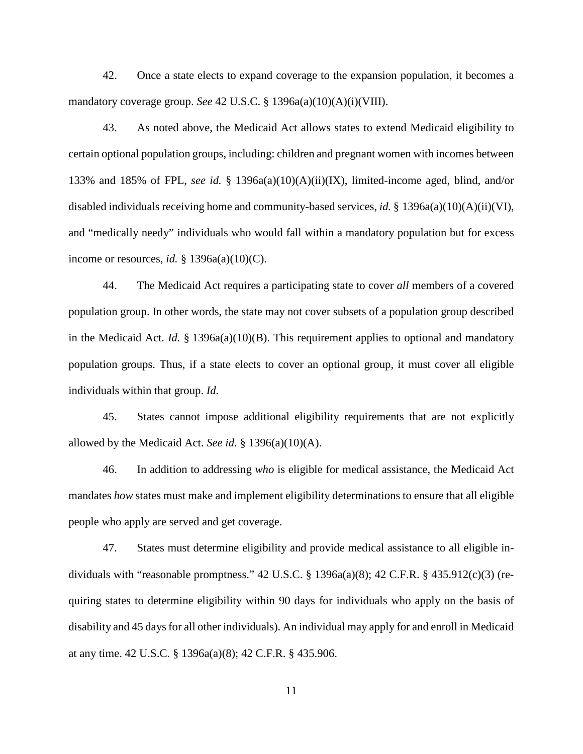42. Once a state elects to expand coverage to the expansion population, it becomes a mandatory coverage group. *See* 42 U.S.C. § 1396a(a)(10)(A)(i)(VIII).

43. As noted above, the Medicaid Act allows states to extend Medicaid eligibility to certain optional population groups, including: children and pregnant women with incomes between 133% and 185% of FPL, *see id.* § 1396a(a)(10)(A)(ii)(IX), limited-income aged, blind, and/or disabled individuals receiving home and community-based services, *id.* § 1396a(a)(10)(A)(ii)(VI), and "medically needy" individuals who would fall within a mandatory population but for excess income or resources, *id.* § 1396a(a)(10)(C).

44. The Medicaid Act requires a participating state to cover *all* members of a covered population group. In other words, the state may not cover subsets of a population group described in the Medicaid Act. *Id.* § 1396a(a)(10)(B). This requirement applies to optional and mandatory population groups. Thus, if a state elects to cover an optional group, it must cover all eligible individuals within that group. *Id.*

45. States cannot impose additional eligibility requirements that are not explicitly allowed by the Medicaid Act. *See id.* § 1396(a)(10)(A).

46. In addition to addressing *who* is eligible for medical assistance, the Medicaid Act mandates *how* states must make and implement eligibility determinations to ensure that all eligible people who apply are served and get coverage.

47. States must determine eligibility and provide medical assistance to all eligible individuals with "reasonable promptness." 42 U.S.C. § 1396a(a)(8); 42 C.F.R. § 435.912(c)(3) (requiring states to determine eligibility within 90 days for individuals who apply on the basis of disability and 45 days for all other individuals). An individual may apply for and enroll in Medicaid at any time. 42 U.S.C. § 1396a(a)(8); 42 C.F.R. § 435.906.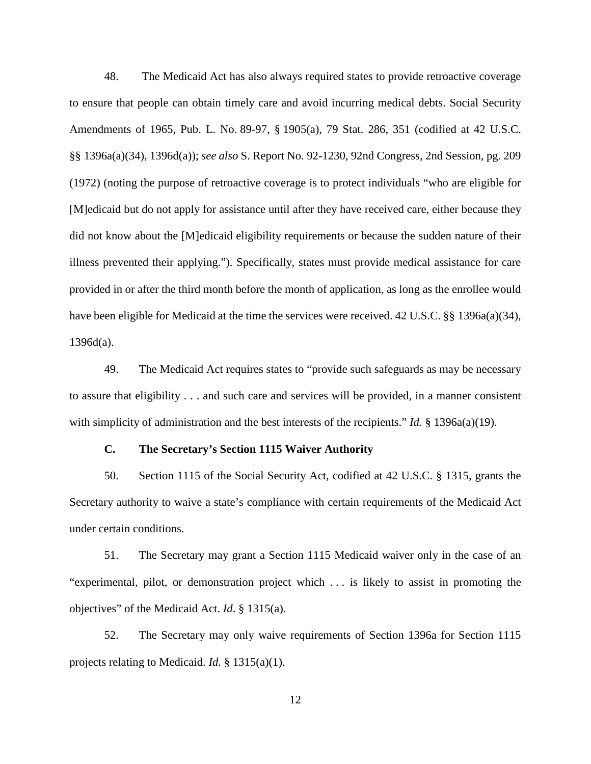48. The Medicaid Act has also always required states to provide retroactive coverage to ensure that people can obtain timely care and avoid incurring medical debts. Social Security Amendments of 1965, Pub. L. No. 89-97, § 1905(a), 79 Stat. 286, 351 (codified at 42 U.S.C. §§ 1396a(a)(34), 1396d(a)); *see also* S. Report No. 92-1230, 92nd Congress, 2nd Session, pg. 209 (1972) (noting the purpose of retroactive coverage is to protect individuals "who are eligible for [M]edicaid but do not apply for assistance until after they have received care, either because they did not know about the [M]edicaid eligibility requirements or because the sudden nature of their illness prevented their applying."). Specifically, states must provide medical assistance for care provided in or after the third month before the month of application, as long as the enrollee would have been eligible for Medicaid at the time the services were received. 42 U.S.C. §§ 1396a(a)(34), 1396d(a).

49. The Medicaid Act requires states to "provide such safeguards as may be necessary to assure that eligibility . . . and such care and services will be provided, in a manner consistent with simplicity of administration and the best interests of the recipients." *Id.* § 1396a(a)(19).

### C. The Secretary's Section 1115 Waiver Authority

50. Section 1115 of the Social Security Act, codified at 42 U.S.C. § 1315, grants the Secretary authority to waive a state's compliance with certain requirements of the Medicaid Act under certain conditions.

51. The Secretary may grant a Section 1115 Medicaid waiver only in the case of an "experimental, pilot, or demonstration project which . . . is likely to assist in promoting the objectives" of the Medicaid Act. *Id*. § 1315(a).

52. The Secretary may only waive requirements of Section 1396a for Section 1115 projects relating to Medicaid. *Id*. § 1315(a)(1).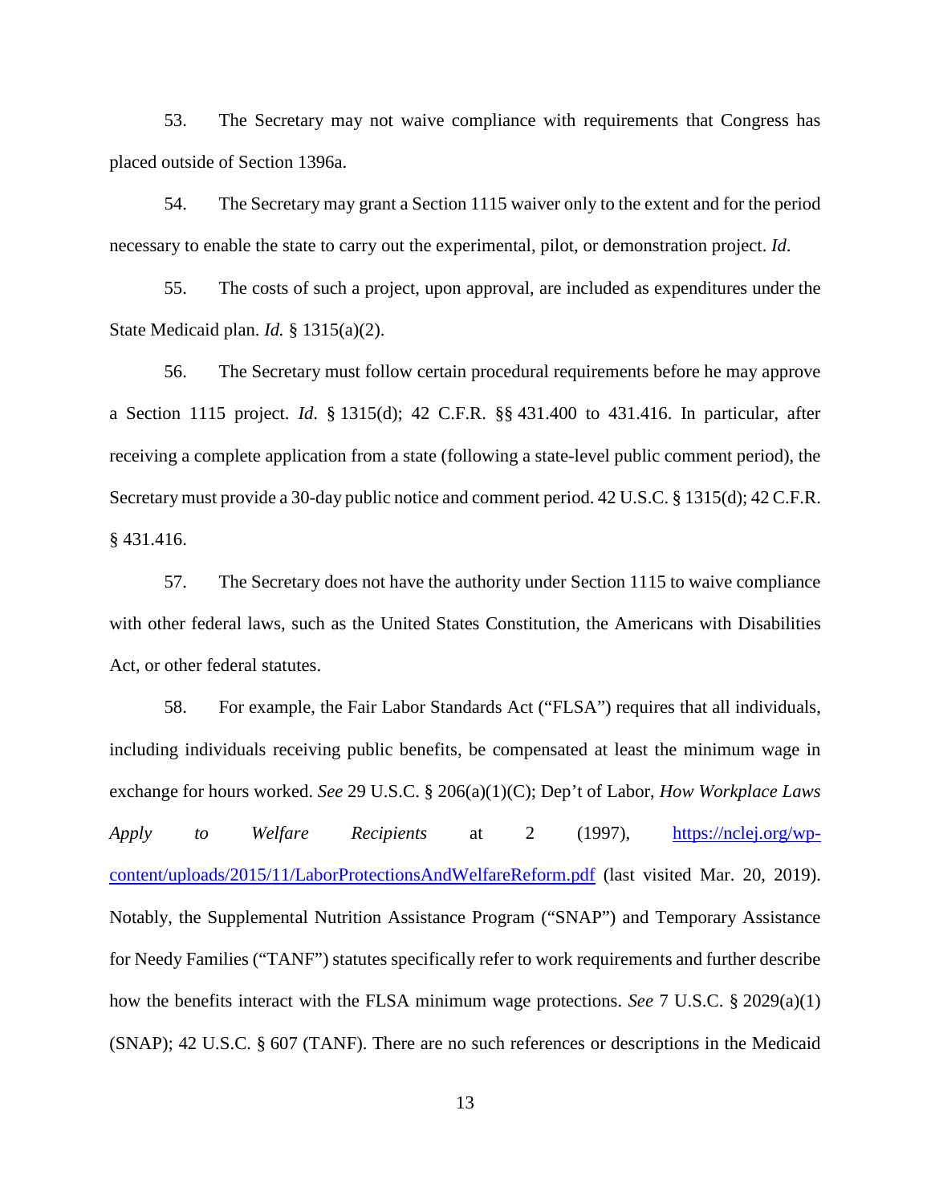53. The Secretary may not waive compliance with requirements that Congress has placed outside of Section 1396a.

54. The Secretary may grant a Section 1115 waiver only to the extent and for the period necessary to enable the state to carry out the experimental, pilot, or demonstration project. *Id*.

55. The costs of such a project, upon approval, are included as expenditures under the State Medicaid plan. *Id.* § 1315(a)(2).

56. The Secretary must follow certain procedural requirements before he may approve a Section 1115 project. *Id*. § 1315(d); 42 C.F.R. §§ 431.400 to 431.416. In particular, after receiving a complete application from a state (following a state-level public comment period), the Secretary must provide a 30-day public notice and comment period. 42 U.S.C. § 1315(d); 42 C.F.R. § 431.416.

57. The Secretary does not have the authority under Section 1115 to waive compliance with other federal laws, such as the United States Constitution, the Americans with Disabilities Act, or other federal statutes.

58. For example, the Fair Labor Standards Act ("FLSA") requires that all individuals, including individuals receiving public benefits, be compensated at least the minimum wage in exchange for hours worked. *See* 29 U.S.C. § 206(a)(1)(C); Dep't of Labor, *How Workplace Laws Apply to Welfare Recipients* at 2 (1997), https://nclej.org/wp-content/uploads/2015/11/LaborProtectionsAndWelfareReform.pdf (last visited Mar. 20, 2019). Notably, the Supplemental Nutrition Assistance Program ("SNAP") and Temporary Assistance for Needy Families ("TANF") statutes specifically refer to work requirements and further describe how the benefits interact with the FLSA minimum wage protections. *See* 7 U.S.C. § 2029(a)(1) (SNAP); 42 U.S.C. § 607 (TANF). There are no such references or descriptions in the Medicaid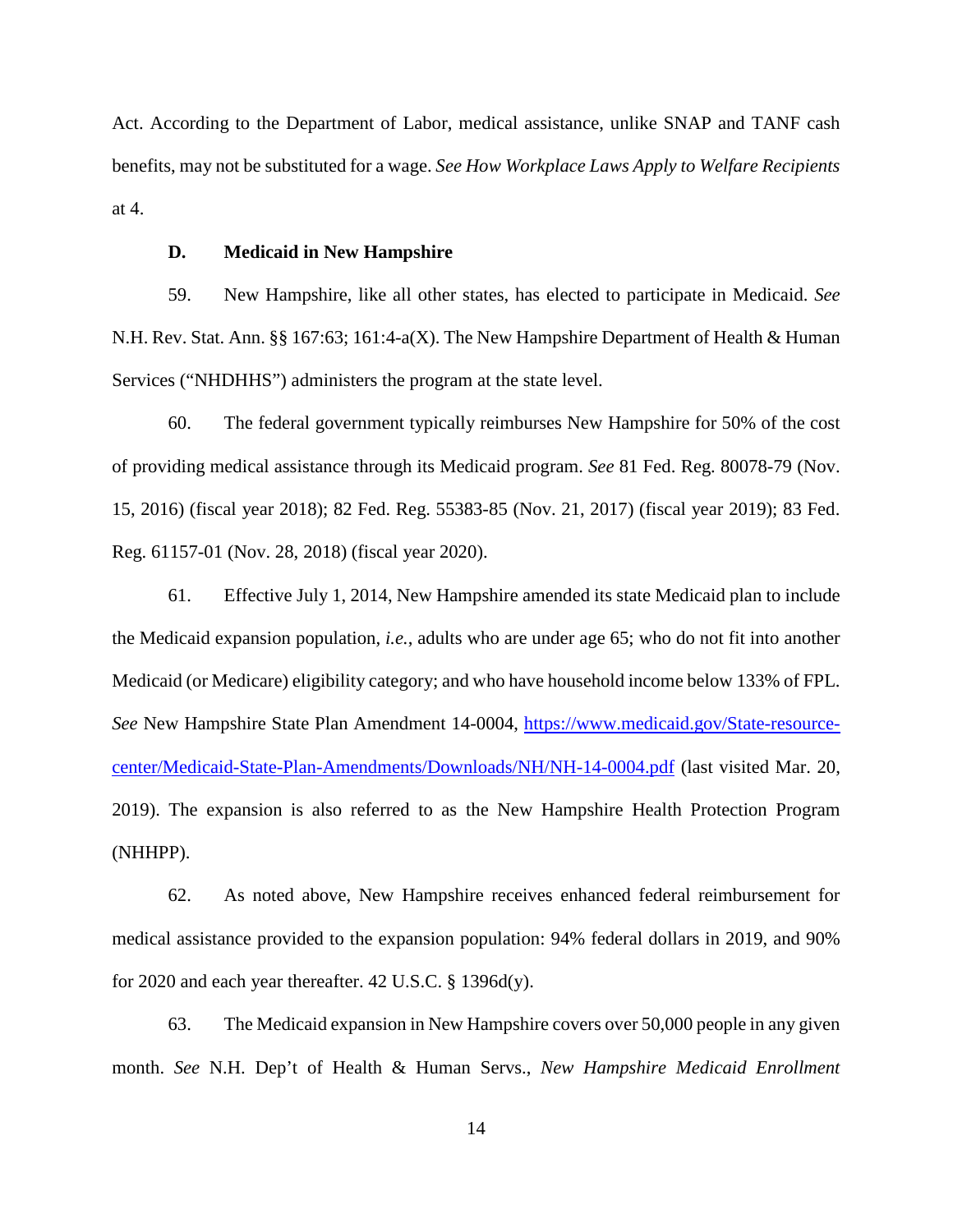Act. According to the Department of Labor, medical assistance, unlike SNAP and TANF cash benefits, may not be substituted for a wage. *See How Workplace Laws Apply to Welfare Recipients* at 4.

### D. Medicaid in New Hampshire

59. New Hampshire, like all other states, has elected to participate in Medicaid. *See* N.H. Rev. Stat. Ann. §§ 167:63; 161:4-a(X). The New Hampshire Department of Health & Human Services ("NHDHHS") administers the program at the state level.

60. The federal government typically reimburses New Hampshire for 50% of the cost of providing medical assistance through its Medicaid program. *See* 81 Fed. Reg. 80078-79 (Nov. 15, 2016) (fiscal year 2018); 82 Fed. Reg. 55383-85 (Nov. 21, 2017) (fiscal year 2019); 83 Fed. Reg. 61157-01 (Nov. 28, 2018) (fiscal year 2020).

61. Effective July 1, 2014, New Hampshire amended its state Medicaid plan to include the Medicaid expansion population, *i.e.*, adults who are under age 65; who do not fit into another Medicaid (or Medicare) eligibility category; and who have household income below 133% of FPL. *See* New Hampshire State Plan Amendment 14-0004, [https://www.medicaid.gov/State-resource-center/Medicaid-State-Plan-Amendments/Downloads/NH/NH-14-0004.pdf](https://www.medicaid.gov/State-resource-center/Medicaid-State-Plan-Amendments/Downloads/NH/NH-14-0004.pdf) (last visited Mar. 20, 2019). The expansion is also referred to as the New Hampshire Health Protection Program (NHHPP).

62. As noted above, New Hampshire receives enhanced federal reimbursement for medical assistance provided to the expansion population: 94% federal dollars in 2019, and 90% for 2020 and each year thereafter. 42 U.S.C. § 1396d(y).

63. The Medicaid expansion in New Hampshire covers over 50,000 people in any given month. *See* N.H. Dep't of Health & Human Servs., *New Hampshire Medicaid Enrollment*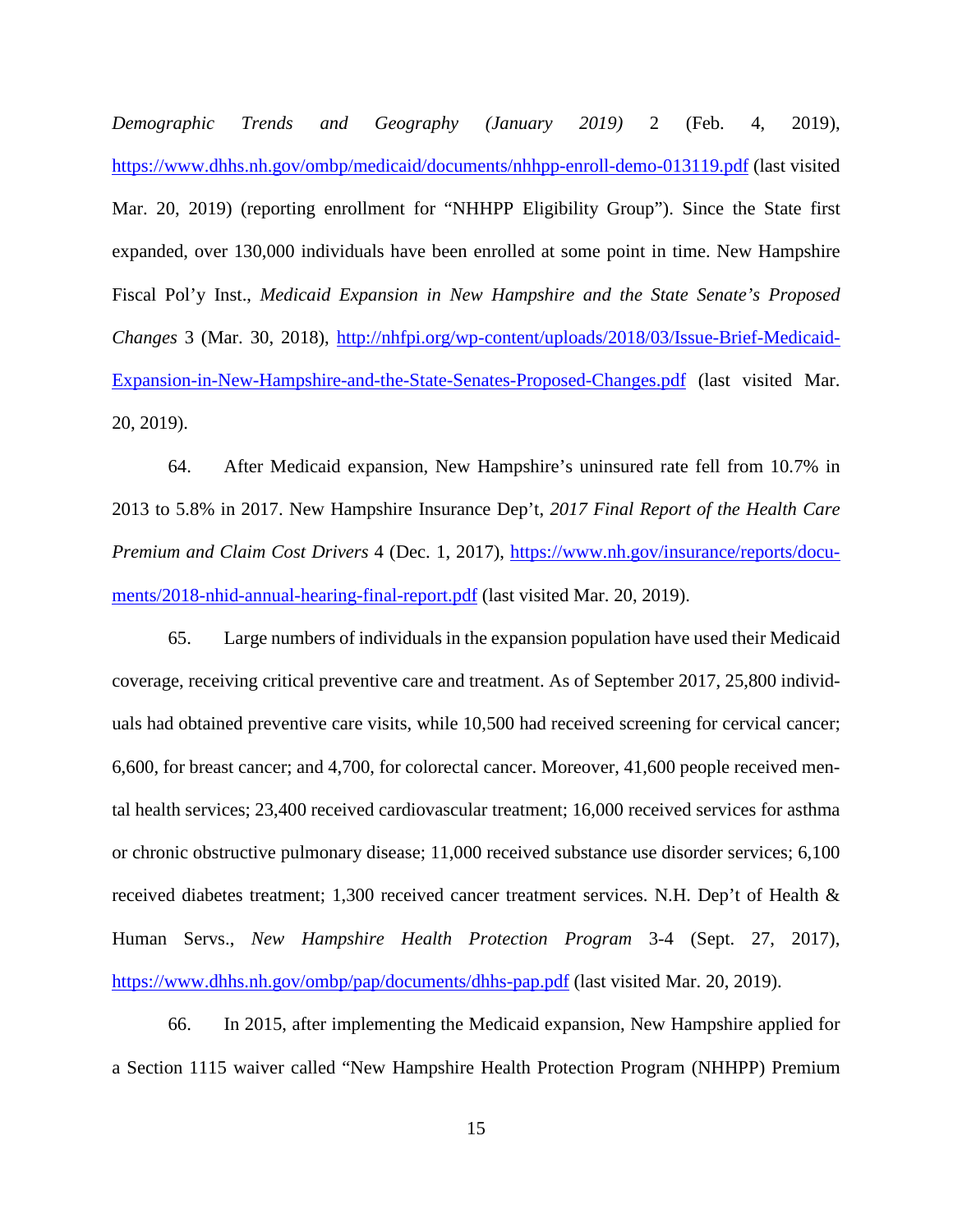*Demographic Trends and Geography (January 2019)* 2 (Feb. 4, 2019), https://www.dhhs.nh.gov/ombp/medicaid/documents/nhhpp-enroll-demo-013119.pdf (last visited Mar. 20, 2019) (reporting enrollment for "NHHPP Eligibility Group"). Since the State first expanded, over 130,000 individuals have been enrolled at some point in time. New Hampshire Fiscal Pol'y Inst., *Medicaid Expansion in New Hampshire and the State Senate's Proposed Changes* 3 (Mar. 30, 2018), http://nhfpi.org/wp-content/uploads/2018/03/Issue-Brief-Medicaid-Expansion-in-New-Hampshire-and-the-State-Senates-Proposed-Changes.pdf (last visited Mar. 20, 2019).

64. After Medicaid expansion, New Hampshire's uninsured rate fell from 10.7% in 2013 to 5.8% in 2017. New Hampshire Insurance Dep't, *2017 Final Report of the Health Care Premium and Claim Cost Drivers* 4 (Dec. 1, 2017), https://www.nh.gov/insurance/reports/documents/2018-nhid-annual-hearing-final-report.pdf (last visited Mar. 20, 2019).

65. Large numbers of individuals in the expansion population have used their Medicaid coverage, receiving critical preventive care and treatment. As of September 2017, 25,800 individuals had obtained preventive care visits, while 10,500 had received screening for cervical cancer; 6,600, for breast cancer; and 4,700, for colorectal cancer. Moreover, 41,600 people received mental health services; 23,400 received cardiovascular treatment; 16,000 received services for asthma or chronic obstructive pulmonary disease; 11,000 received substance use disorder services; 6,100 received diabetes treatment; 1,300 received cancer treatment services. N.H. Dep't of Health & Human Servs., *New Hampshire Health Protection Program* 3-4 (Sept. 27, 2017), https://www.dhhs.nh.gov/ombp/pap/documents/dhhs-pap.pdf (last visited Mar. 20, 2019).

66. In 2015, after implementing the Medicaid expansion, New Hampshire applied for a Section 1115 waiver called "New Hampshire Health Protection Program (NHHPP) Premium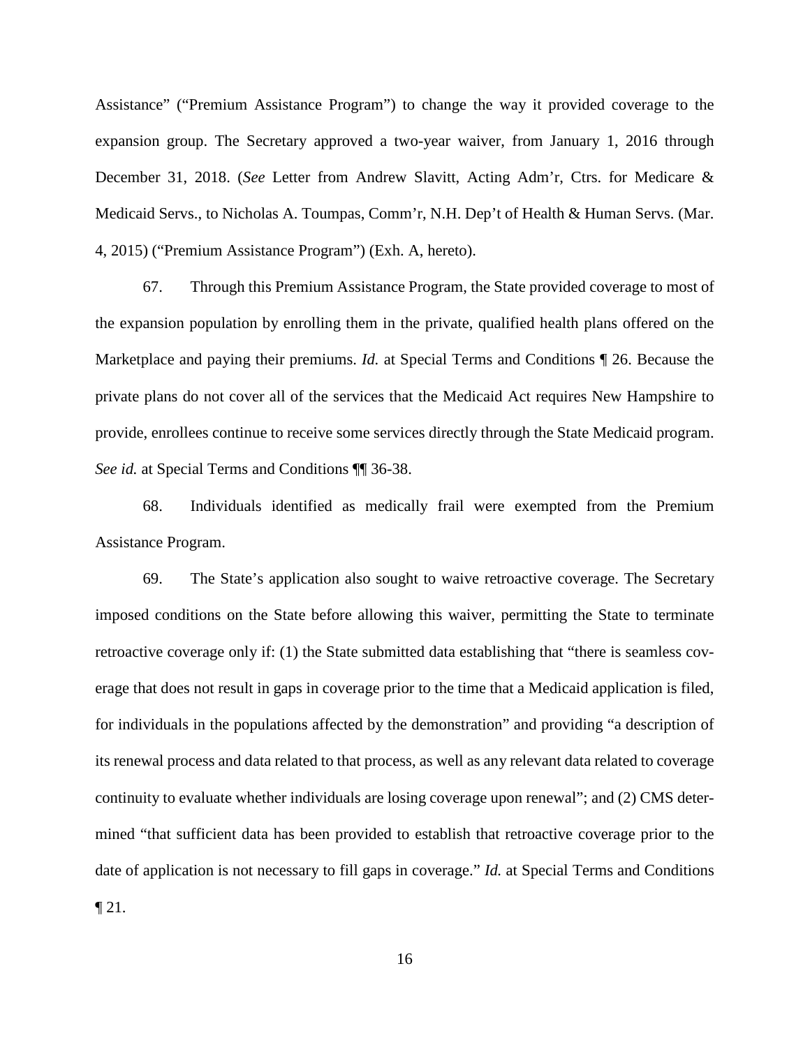Assistance" ("Premium Assistance Program") to change the way it provided coverage to the expansion group. The Secretary approved a two-year waiver, from January 1, 2016 through December 31, 2018. (*See* Letter from Andrew Slavitt, Acting Adm'r, Ctrs. for Medicare & Medicaid Servs., to Nicholas A. Toumpas, Comm'r, N.H. Dep't of Health & Human Servs. (Mar. 4, 2015) ("Premium Assistance Program") (Exh. A, hereto).

67. Through this Premium Assistance Program, the State provided coverage to most of the expansion population by enrolling them in the private, qualified health plans offered on the Marketplace and paying their premiums. *Id.* at Special Terms and Conditions ¶ 26. Because the private plans do not cover all of the services that the Medicaid Act requires New Hampshire to provide, enrollees continue to receive some services directly through the State Medicaid program. *See id.* at Special Terms and Conditions ¶¶ 36-38.

68. Individuals identified as medically frail were exempted from the Premium Assistance Program.

69. The State's application also sought to waive retroactive coverage. The Secretary imposed conditions on the State before allowing this waiver, permitting the State to terminate retroactive coverage only if: (1) the State submitted data establishing that "there is seamless coverage that does not result in gaps in coverage prior to the time that a Medicaid application is filed, for individuals in the populations affected by the demonstration" and providing "a description of its renewal process and data related to that process, as well as any relevant data related to coverage continuity to evaluate whether individuals are losing coverage upon renewal"; and (2) CMS determined "that sufficient data has been provided to establish that retroactive coverage prior to the date of application is not necessary to fill gaps in coverage." *Id.* at Special Terms and Conditions ¶ 21.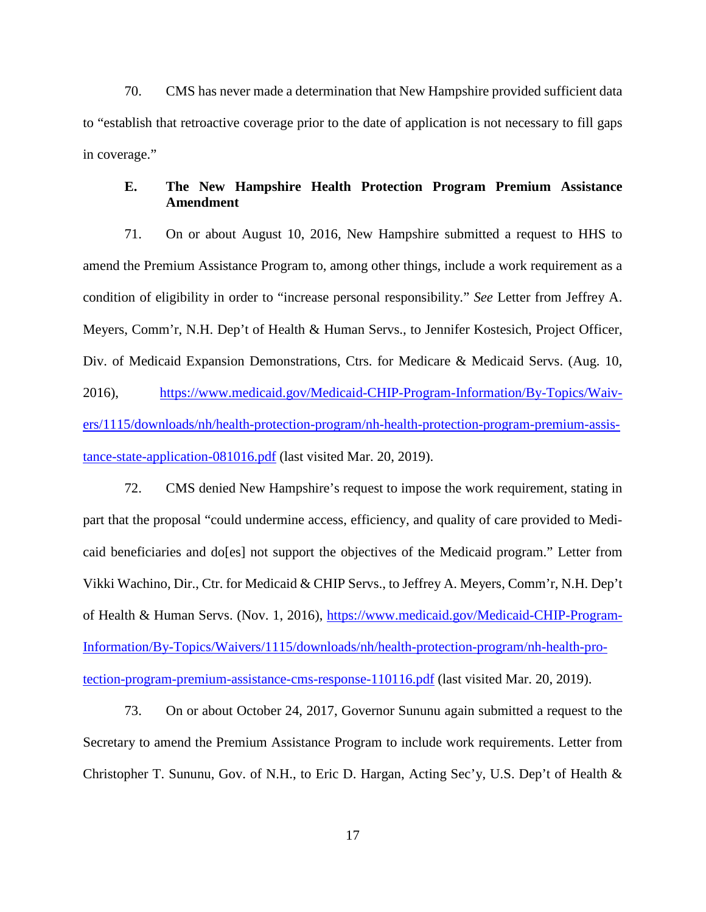70. CMS has never made a determination that New Hampshire provided sufficient data to "establish that retroactive coverage prior to the date of application is not necessary to fill gaps in coverage."

### E. The New Hampshire Health Protection Program Premium Assistance Amendment

71. On or about August 10, 2016, New Hampshire submitted a request to HHS to amend the Premium Assistance Program to, among other things, include a work requirement as a condition of eligibility in order to "increase personal responsibility." *See* Letter from Jeffrey A. Meyers, Comm'r, N.H. Dep't of Health & Human Servs., to Jennifer Kostesich, Project Officer, Div. of Medicaid Expansion Demonstrations, Ctrs. for Medicare & Medicaid Servs. (Aug. 10, 2016), https://www.medicaid.gov/Medicaid-CHIP-Program-Information/By-Topics/Waivers/1115/downloads/nh/health-protection-program/nh-health-protection-program-premium-assistance-state-application-081016.pdf (last visited Mar. 20, 2019).

72. CMS denied New Hampshire's request to impose the work requirement, stating in part that the proposal "could undermine access, efficiency, and quality of care provided to Medicaid beneficiaries and do[es] not support the objectives of the Medicaid program." Letter from Vikki Wachino, Dir., Ctr. for Medicaid & CHIP Servs., to Jeffrey A. Meyers, Comm'r, N.H. Dep't of Health & Human Servs. (Nov. 1, 2016), https://www.medicaid.gov/Medicaid-CHIP-Program-Information/By-Topics/Waivers/1115/downloads/nh/health-protection-program/nh-health-protection-program-premium-assistance-cms-response-110116.pdf (last visited Mar. 20, 2019).

73. On or about October 24, 2017, Governor Sununu again submitted a request to the Secretary to amend the Premium Assistance Program to include work requirements. Letter from Christopher T. Sununu, Gov. of N.H., to Eric D. Hargan, Acting Sec'y, U.S. Dep't of Health &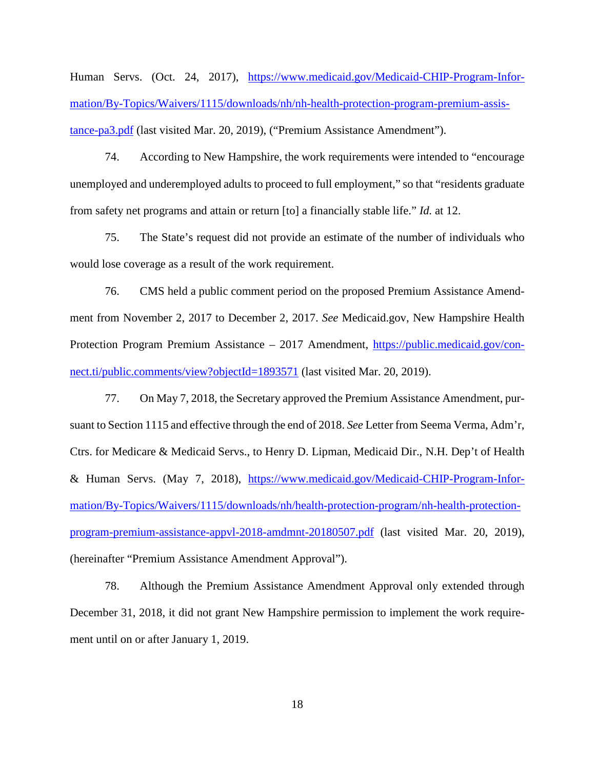Human Servs. (Oct. 24, 2017), https://www.medicaid.gov/Medicaid-CHIP-Program-Information/By-Topics/Waivers/1115/downloads/nh/nh-health-protection-program-premium-assistance-pa3.pdf (last visited Mar. 20, 2019), ("Premium Assistance Amendment").

74. According to New Hampshire, the work requirements were intended to "encourage unemployed and underemployed adults to proceed to full employment," so that "residents graduate from safety net programs and attain or return [to] a financially stable life." *Id.* at 12.

75. The State's request did not provide an estimate of the number of individuals who would lose coverage as a result of the work requirement.

76. CMS held a public comment period on the proposed Premium Assistance Amendment from November 2, 2017 to December 2, 2017. *See* Medicaid.gov, New Hampshire Health Protection Program Premium Assistance – 2017 Amendment, https://public.medicaid.gov/connect.ti/public.comments/view?objectId=1893571 (last visited Mar. 20, 2019).

77. On May 7, 2018, the Secretary approved the Premium Assistance Amendment, pursuant to Section 1115 and effective through the end of 2018. *See* Letter from Seema Verma, Adm'r, Ctrs. for Medicare & Medicaid Servs., to Henry D. Lipman, Medicaid Dir., N.H. Dep't of Health & Human Servs. (May 7, 2018), https://www.medicaid.gov/Medicaid-CHIP-Program-Information/By-Topics/Waivers/1115/downloads/nh/health-protection-program/nh-health-protection-program-premium-assistance-appvl-2018-amdmnt-20180507.pdf (last visited Mar. 20, 2019), (hereinafter "Premium Assistance Amendment Approval").

78. Although the Premium Assistance Amendment Approval only extended through December 31, 2018, it did not grant New Hampshire permission to implement the work requirement until on or after January 1, 2019.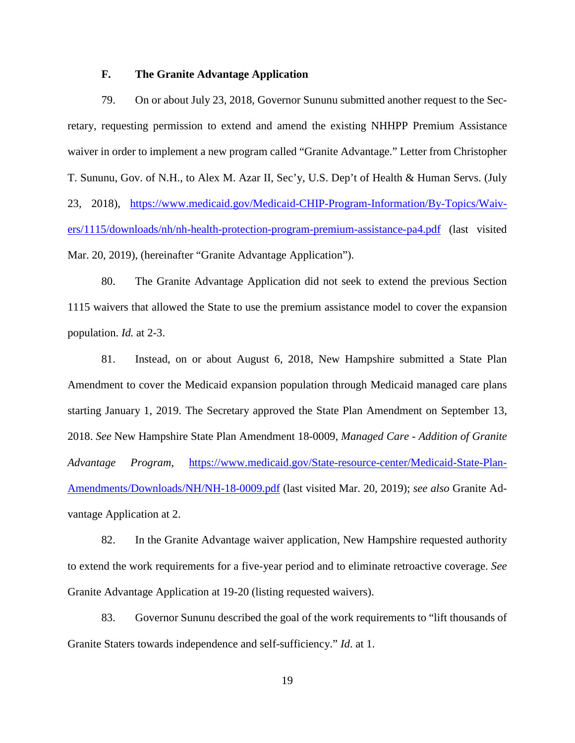### F. The Granite Advantage Application

79. On or about July 23, 2018, Governor Sununu submitted another request to the Secretary, requesting permission to extend and amend the existing NHHPP Premium Assistance waiver in order to implement a new program called "Granite Advantage." Letter from Christopher T. Sununu, Gov. of N.H., to Alex M. Azar II, Sec'y, U.S. Dep't of Health & Human Servs. (July 23, 2018), https://www.medicaid.gov/Medicaid-CHIP-Program-Information/By-Topics/Waivers/1115/downloads/nh/nh-health-protection-program-premium-assistance-pa4.pdf (last visited Mar. 20, 2019), (hereinafter "Granite Advantage Application").

80. The Granite Advantage Application did not seek to extend the previous Section 1115 waivers that allowed the State to use the premium assistance model to cover the expansion population. *Id.* at 2-3.

81. Instead, on or about August 6, 2018, New Hampshire submitted a State Plan Amendment to cover the Medicaid expansion population through Medicaid managed care plans starting January 1, 2019. The Secretary approved the State Plan Amendment on September 13, 2018. *See* New Hampshire State Plan Amendment 18-0009, *Managed Care - Addition of Granite Advantage Program,* https://www.medicaid.gov/State-resource-center/Medicaid-State-Plan-Amendments/Downloads/NH/NH-18-0009.pdf (last visited Mar. 20, 2019); *see also* Granite Advantage Application at 2.

82. In the Granite Advantage waiver application, New Hampshire requested authority to extend the work requirements for a five-year period and to eliminate retroactive coverage. *See* Granite Advantage Application at 19-20 (listing requested waivers).

83. Governor Sununu described the goal of the work requirements to "lift thousands of Granite Staters towards independence and self-sufficiency." *Id.* at 1.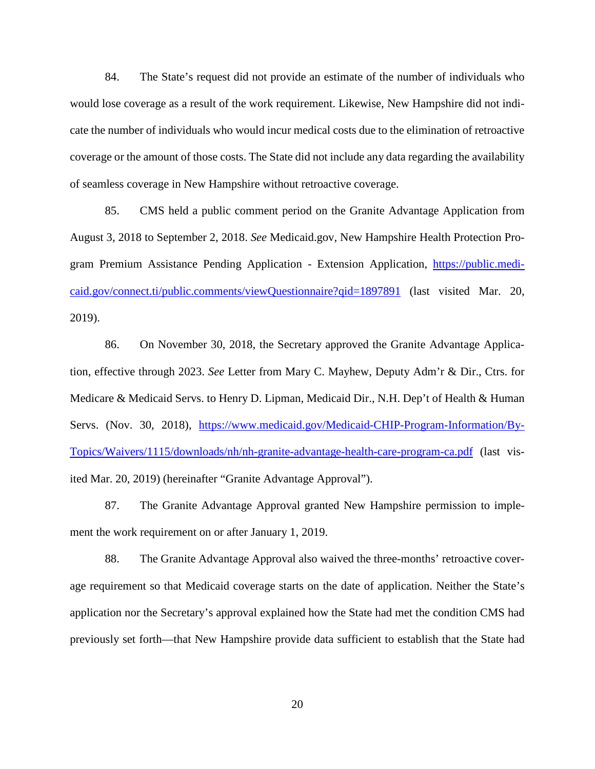84. The State's request did not provide an estimate of the number of individuals who would lose coverage as a result of the work requirement. Likewise, New Hampshire did not indicate the number of individuals who would incur medical costs due to the elimination of retroactive coverage or the amount of those costs. The State did not include any data regarding the availability of seamless coverage in New Hampshire without retroactive coverage.

85. CMS held a public comment period on the Granite Advantage Application from August 3, 2018 to September 2, 2018. *See* Medicaid.gov, New Hampshire Health Protection Program Premium Assistance Pending Application - Extension Application, https://public.medicaid.gov/connect.ti/public.comments/viewQuestionnaire?qid=1897891 (last visited Mar. 20, 2019).

86. On November 30, 2018, the Secretary approved the Granite Advantage Application, effective through 2023. *See* Letter from Mary C. Mayhew, Deputy Adm'r & Dir., Ctrs. for Medicare & Medicaid Servs. to Henry D. Lipman, Medicaid Dir., N.H. Dep't of Health & Human Servs. (Nov. 30, 2018), https://www.medicaid.gov/Medicaid-CHIP-Program-Information/By-Topics/Waivers/1115/downloads/nh/nh-granite-advantage-health-care-program-ca.pdf (last visited Mar. 20, 2019) (hereinafter "Granite Advantage Approval").

87. The Granite Advantage Approval granted New Hampshire permission to implement the work requirement on or after January 1, 2019.

88. The Granite Advantage Approval also waived the three-months' retroactive coverage requirement so that Medicaid coverage starts on the date of application. Neither the State's application nor the Secretary's approval explained how the State had met the condition CMS had previously set forth—that New Hampshire provide data sufficient to establish that the State had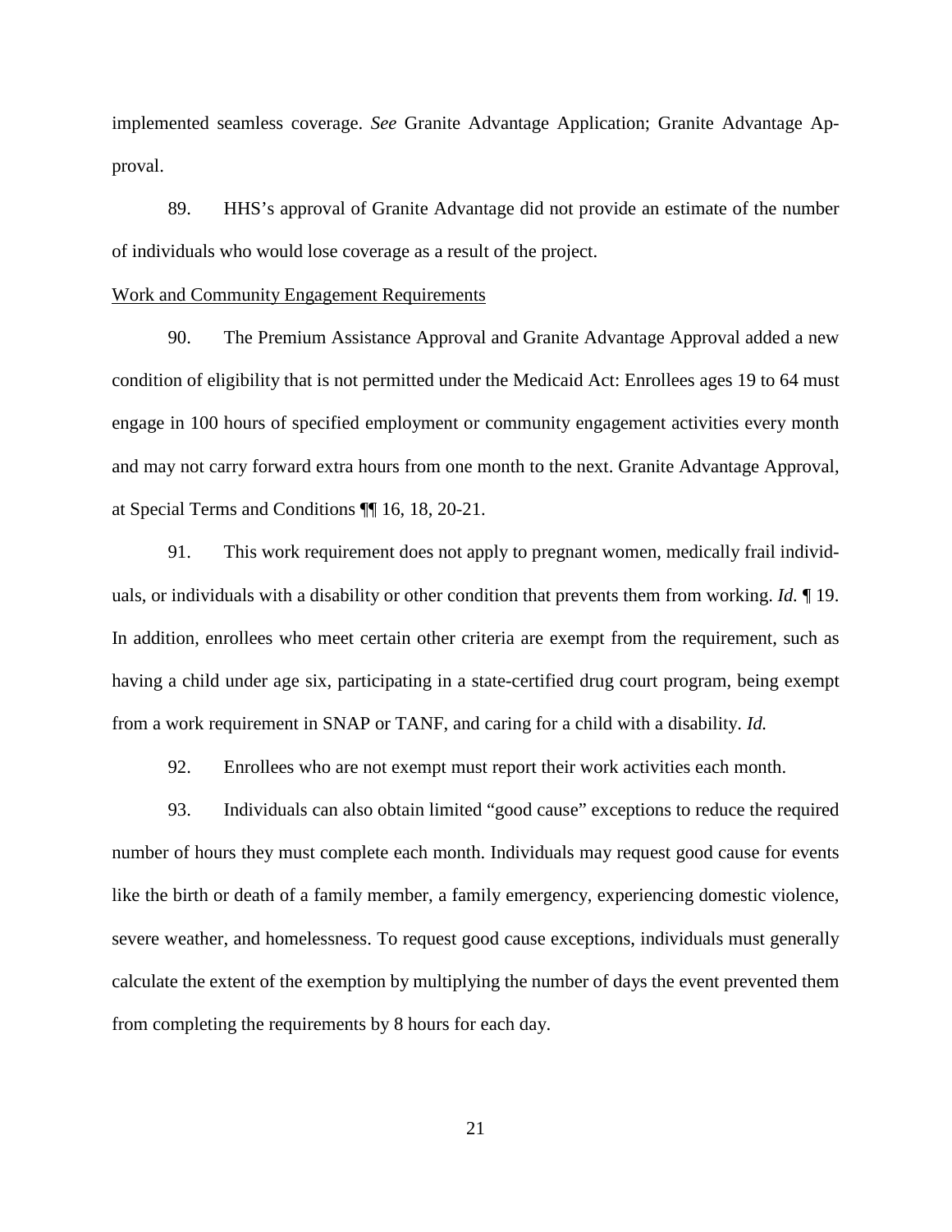implemented seamless coverage. *See* Granite Advantage Application; Granite Advantage Approval.

89. HHS's approval of Granite Advantage did not provide an estimate of the number of individuals who would lose coverage as a result of the project.

<u>Work and Community Engagement Requirements</u>

90. The Premium Assistance Approval and Granite Advantage Approval added a new condition of eligibility that is not permitted under the Medicaid Act: Enrollees ages 19 to 64 must engage in 100 hours of specified employment or community engagement activities every month and may not carry forward extra hours from one month to the next. Granite Advantage Approval, at Special Terms and Conditions ¶¶ 16, 18, 20-21.

91. This work requirement does not apply to pregnant women, medically frail individuals, or individuals with a disability or other condition that prevents them from working. *Id.* ¶ 19. In addition, enrollees who meet certain other criteria are exempt from the requirement, such as having a child under age six, participating in a state-certified drug court program, being exempt from a work requirement in SNAP or TANF, and caring for a child with a disability. *Id.*

92. Enrollees who are not exempt must report their work activities each month.

93. Individuals can also obtain limited "good cause" exceptions to reduce the required number of hours they must complete each month. Individuals may request good cause for events like the birth or death of a family member, a family emergency, experiencing domestic violence, severe weather, and homelessness. To request good cause exceptions, individuals must generally calculate the extent of the exemption by multiplying the number of days the event prevented them from completing the requirements by 8 hours for each day.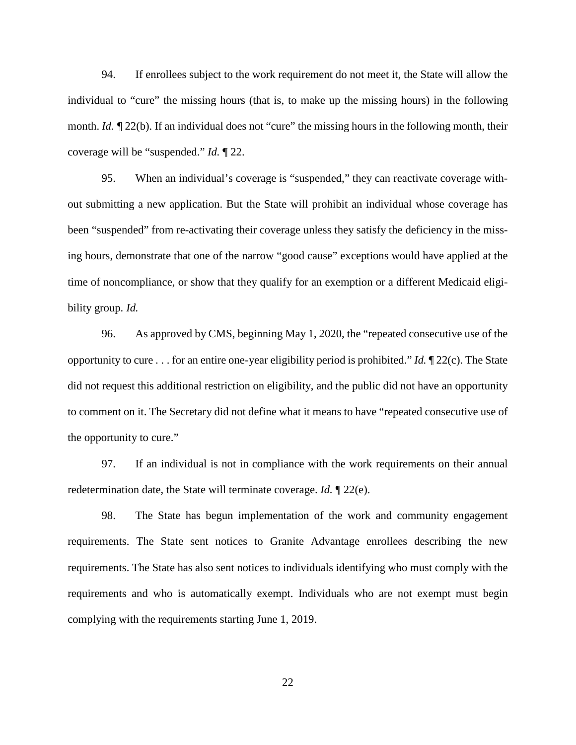94. If enrollees subject to the work requirement do not meet it, the State will allow the individual to "cure" the missing hours (that is, to make up the missing hours) in the following month. *Id.* ¶ 22(b). If an individual does not "cure" the missing hours in the following month, their coverage will be "suspended." *Id.* ¶ 22.

95. When an individual's coverage is "suspended," they can reactivate coverage without submitting a new application. But the State will prohibit an individual whose coverage has been "suspended" from re-activating their coverage unless they satisfy the deficiency in the missing hours, demonstrate that one of the narrow "good cause" exceptions would have applied at the time of noncompliance, or show that they qualify for an exemption or a different Medicaid eligibility group. *Id.*

96. As approved by CMS, beginning May 1, 2020, the "repeated consecutive use of the opportunity to cure . . . for an entire one-year eligibility period is prohibited." *Id.* ¶ 22(c). The State did not request this additional restriction on eligibility, and the public did not have an opportunity to comment on it. The Secretary did not define what it means to have "repeated consecutive use of the opportunity to cure."

97. If an individual is not in compliance with the work requirements on their annual redetermination date, the State will terminate coverage. *Id.* ¶ 22(e).

98. The State has begun implementation of the work and community engagement requirements. The State sent notices to Granite Advantage enrollees describing the new requirements. The State has also sent notices to individuals identifying who must comply with the requirements and who is automatically exempt. Individuals who are not exempt must begin complying with the requirements starting June 1, 2019.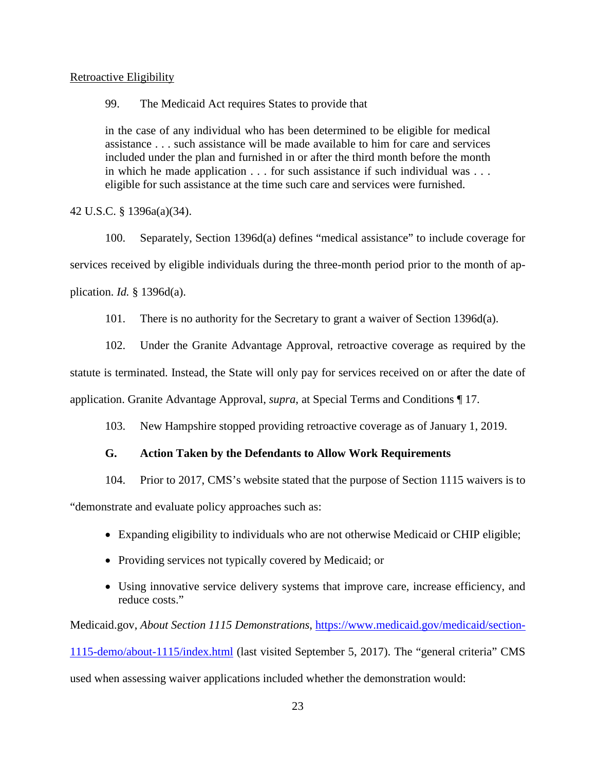Retroactive Eligibility

99. The Medicaid Act requires States to provide that

> in the case of any individual who has been determined to be eligible for medical assistance . . . such assistance will be made available to him for care and services included under the plan and furnished in or after the third month before the month in which he made application . . . for such assistance if such individual was . . . eligible for such assistance at the time such care and services were furnished.

42 U.S.C. § 1396a(a)(34).

100. Separately, Section 1396d(a) defines "medical assistance" to include coverage for services received by eligible individuals during the three-month period prior to the month of application. *Id.* § 1396d(a).

101. There is no authority for the Secretary to grant a waiver of Section 1396d(a).

102. Under the Granite Advantage Approval, retroactive coverage as required by the statute is terminated. Instead, the State will only pay for services received on or after the date of application. Granite Advantage Approval, *supra*, at Special Terms and Conditions ¶ 17.

103. New Hampshire stopped providing retroactive coverage as of January 1, 2019.

**G. Action Taken by the Defendants to Allow Work Requirements**

104. Prior to 2017, CMS's website stated that the purpose of Section 1115 waivers is to "demonstrate and evaluate policy approaches such as:

- Expanding eligibility to individuals who are not otherwise Medicaid or CHIP eligible;
- Providing services not typically covered by Medicaid; or
- Using innovative service delivery systems that improve care, increase efficiency, and reduce costs."

Medicaid.gov, *About Section 1115 Demonstrations*, https://www.medicaid.gov/medicaid/section-1115-demo/about-1115/index.html (last visited September 5, 2017). The "general criteria" CMS used when assessing waiver applications included whether the demonstration would: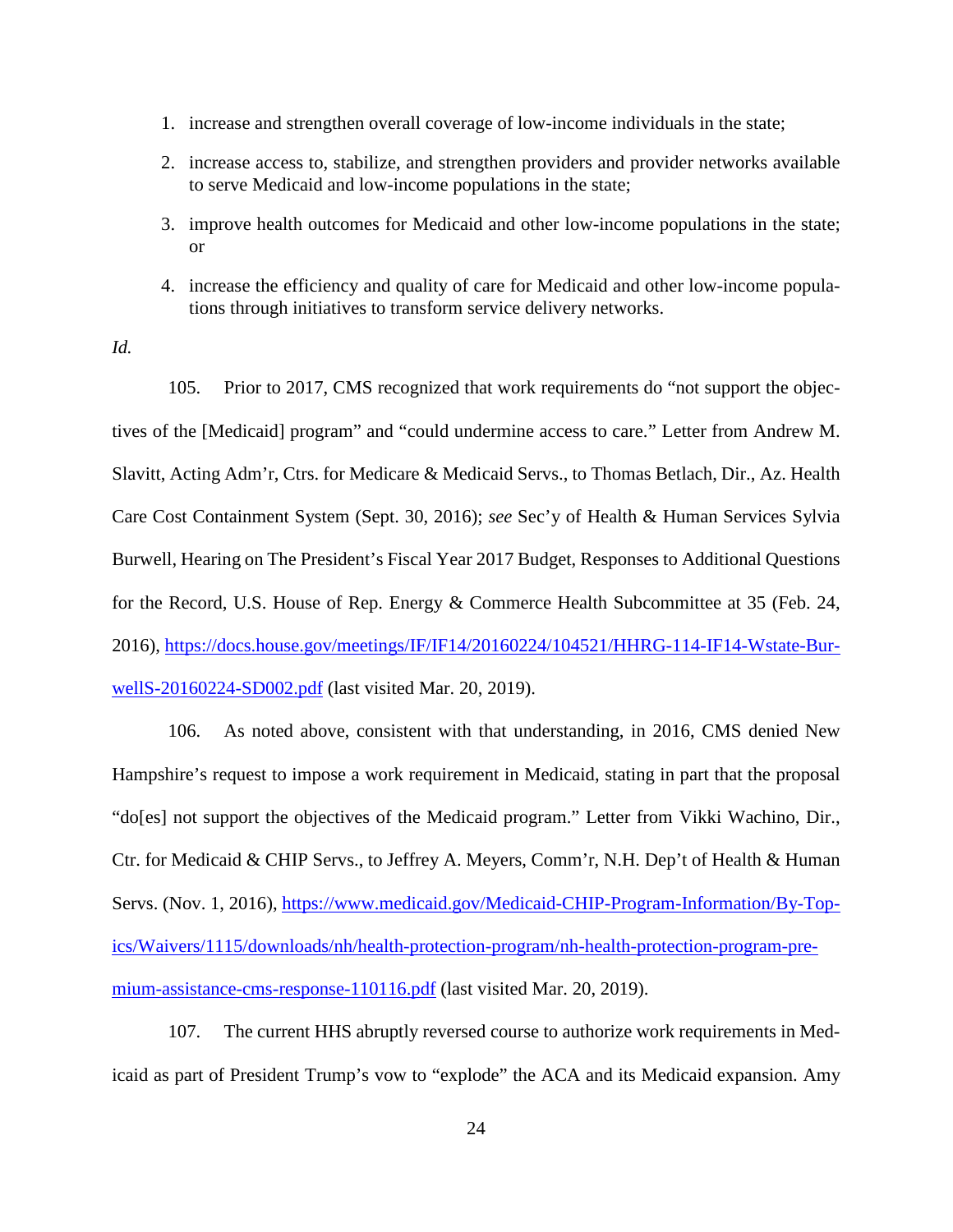1. increase and strengthen overall coverage of low-income individuals in the state;
2. increase access to, stabilize, and strengthen providers and provider networks available to serve Medicaid and low-income populations in the state;
3. improve health outcomes for Medicaid and other low-income populations in the state; or
4. increase the efficiency and quality of care for Medicaid and other low-income populations through initiatives to transform service delivery networks.

*Id.*

105. Prior to 2017, CMS recognized that work requirements do "not support the objectives of the [Medicaid] program" and "could undermine access to care." Letter from Andrew M. Slavitt, Acting Adm'r, Ctrs. for Medicare & Medicaid Servs., to Thomas Betlach, Dir., Az. Health Care Cost Containment System (Sept. 30, 2016); *see* Sec'y of Health & Human Services Sylvia Burwell, Hearing on The President's Fiscal Year 2017 Budget, Responses to Additional Questions for the Record, U.S. House of Rep. Energy & Commerce Health Subcommittee at 35 (Feb. 24, 2016), [https://docs.house.gov/meetings/IF/IF14/20160224/104521/HHRG-114-IF14-Wstate-BurwellS-20160224-SD002.pdf](https://docs.house.gov/meetings/IF/IF14/20160224/104521/HHRG-114-IF14-Wstate-BurwellS-20160224-SD002.pdf) (last visited Mar. 20, 2019).

106. As noted above, consistent with that understanding, in 2016, CMS denied New Hampshire's request to impose a work requirement in Medicaid, stating in part that the proposal "do[es] not support the objectives of the Medicaid program." Letter from Vikki Wachino, Dir., Ctr. for Medicaid & CHIP Servs., to Jeffrey A. Meyers, Comm'r, N.H. Dep't of Health & Human Servs. (Nov. 1, 2016), [https://www.medicaid.gov/Medicaid-CHIP-Program-Information/By-Topics/Waivers/1115/downloads/nh/health-protection-program/nh-health-protection-program-premium-assistance-cms-response-110116.pdf](https://www.medicaid.gov/Medicaid-CHIP-Program-Information/By-Topics/Waivers/1115/downloads/nh/health-protection-program/nh-health-protection-program-premium-assistance-cms-response-110116.pdf) (last visited Mar. 20, 2019).

107. The current HHS abruptly reversed course to authorize work requirements in Medicaid as part of President Trump's vow to "explode" the ACA and its Medicaid expansion. Amy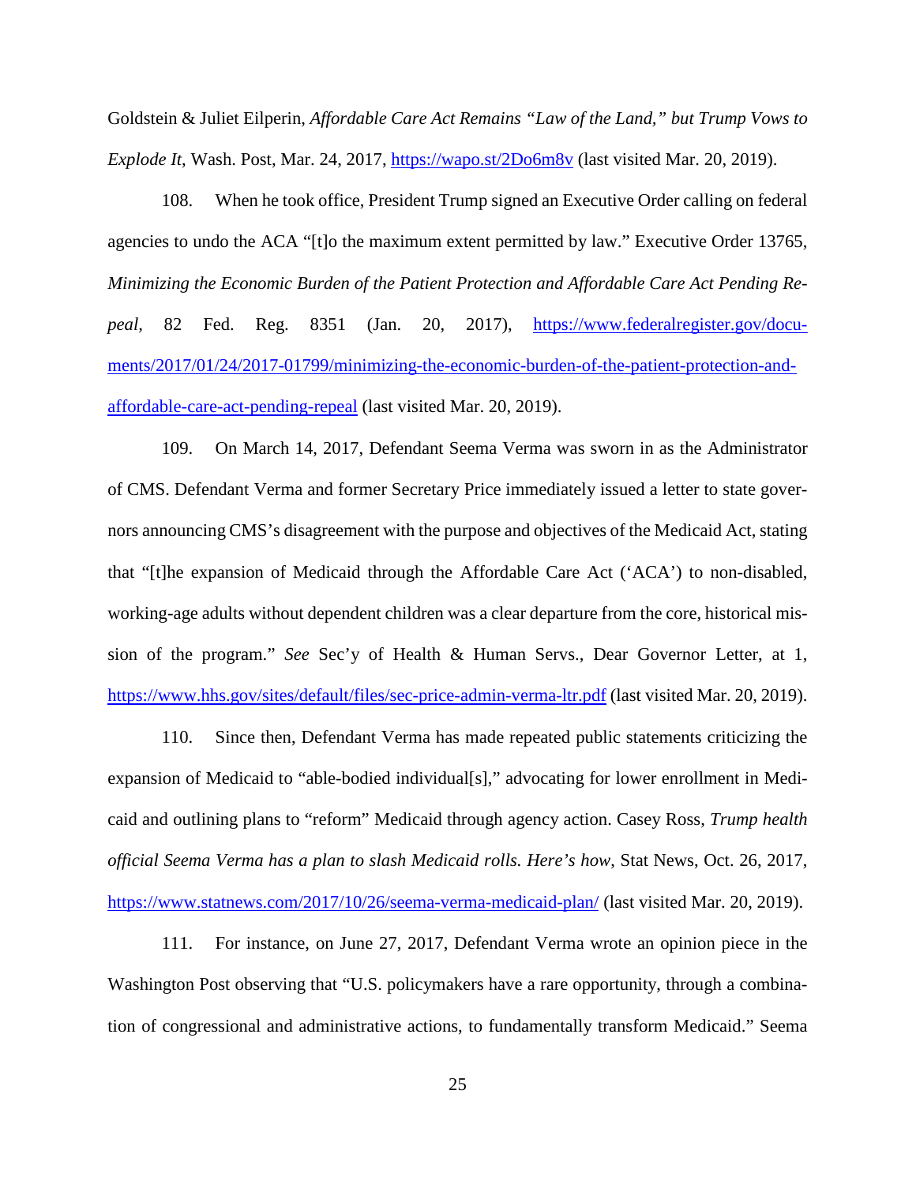Goldstein & Juliet Eilperin, *Affordable Care Act Remains "Law of the Land," but Trump Vows to Explode It*, Wash. Post, Mar. 24, 2017, https://wapo.st/2Do6m8v (last visited Mar. 20, 2019).

108. When he took office, President Trump signed an Executive Order calling on federal agencies to undo the ACA "[t]o the maximum extent permitted by law." Executive Order 13765, *Minimizing the Economic Burden of the Patient Protection and Affordable Care Act Pending Repeal*, 82 Fed. Reg. 8351 (Jan. 20, 2017), https://www.federalregister.gov/documents/2017/01/24/2017-01799/minimizing-the-economic-burden-of-the-patient-protection-and-affordable-care-act-pending-repeal (last visited Mar. 20, 2019).

109. On March 14, 2017, Defendant Seema Verma was sworn in as the Administrator of CMS. Defendant Verma and former Secretary Price immediately issued a letter to state governors announcing CMS's disagreement with the purpose and objectives of the Medicaid Act, stating that "[t]he expansion of Medicaid through the Affordable Care Act ('ACA') to non-disabled, working-age adults without dependent children was a clear departure from the core, historical mission of the program." *See* Sec'y of Health & Human Servs., Dear Governor Letter, at 1, https://www.hhs.gov/sites/default/files/sec-price-admin-verma-ltr.pdf (last visited Mar. 20, 2019).

110. Since then, Defendant Verma has made repeated public statements criticizing the expansion of Medicaid to "able-bodied individual[s]," advocating for lower enrollment in Medicaid and outlining plans to "reform" Medicaid through agency action. Casey Ross, *Trump health official Seema Verma has a plan to slash Medicaid rolls. Here's how*, Stat News, Oct. 26, 2017, https://www.statnews.com/2017/10/26/seema-verma-medicaid-plan/ (last visited Mar. 20, 2019).

111. For instance, on June 27, 2017, Defendant Verma wrote an opinion piece in the Washington Post observing that "U.S. policymakers have a rare opportunity, through a combination of congressional and administrative actions, to fundamentally transform Medicaid." Seema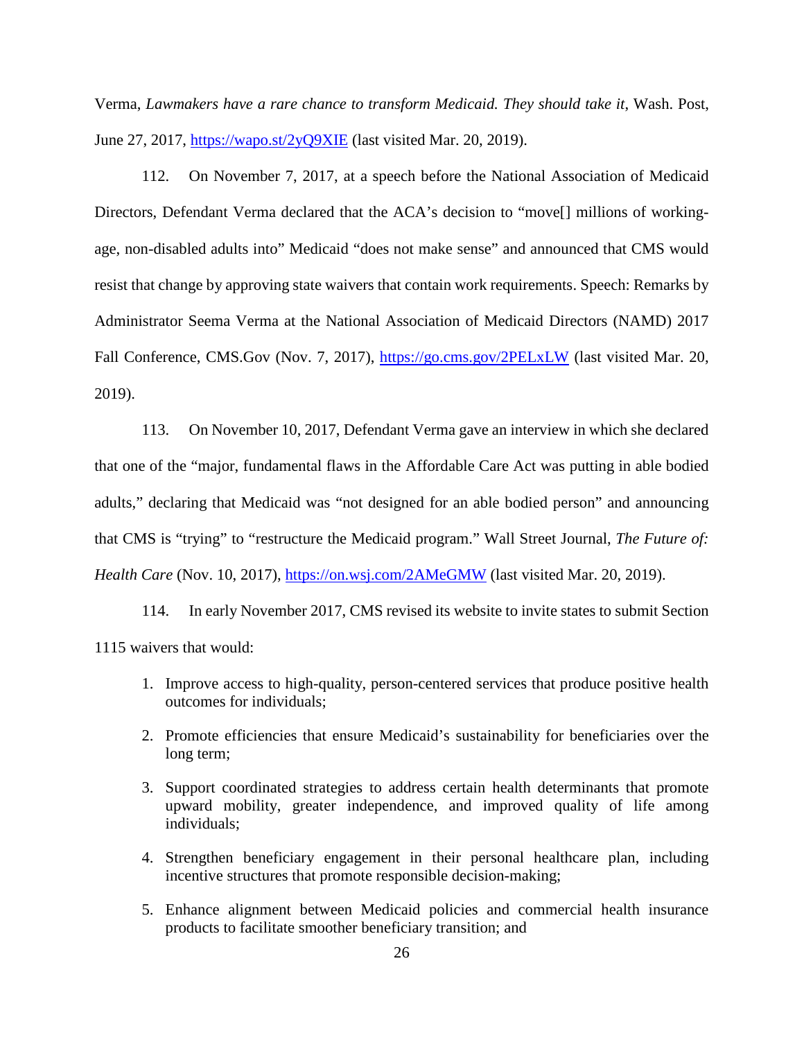Verma, *Lawmakers have a rare chance to transform Medicaid. They should take it*, Wash. Post, June 27, 2017, https://wapo.st/2yQ9XIE (last visited Mar. 20, 2019).

112. On November 7, 2017, at a speech before the National Association of Medicaid Directors, Defendant Verma declared that the ACA's decision to "move[] millions of working-age, non-disabled adults into" Medicaid "does not make sense" and announced that CMS would resist that change by approving state waivers that contain work requirements. Speech: Remarks by Administrator Seema Verma at the National Association of Medicaid Directors (NAMD) 2017 Fall Conference, CMS.Gov (Nov. 7, 2017), https://go.cms.gov/2PELxLW (last visited Mar. 20, 2019).

113. On November 10, 2017, Defendant Verma gave an interview in which she declared that one of the "major, fundamental flaws in the Affordable Care Act was putting in able bodied adults," declaring that Medicaid was "not designed for an able bodied person" and announcing that CMS is "trying" to "restructure the Medicaid program." Wall Street Journal, *The Future of: Health Care* (Nov. 10, 2017), https://on.wsj.com/2AMeGMW (last visited Mar. 20, 2019).

114. In early November 2017, CMS revised its website to invite states to submit Section 1115 waivers that would:

1. Improve access to high-quality, person-centered services that produce positive health outcomes for individuals;
2. Promote efficiencies that ensure Medicaid's sustainability for beneficiaries over the long term;
3. Support coordinated strategies to address certain health determinants that promote upward mobility, greater independence, and improved quality of life among individuals;
4. Strengthen beneficiary engagement in their personal healthcare plan, including incentive structures that promote responsible decision-making;
5. Enhance alignment between Medicaid policies and commercial health insurance products to facilitate smoother beneficiary transition; and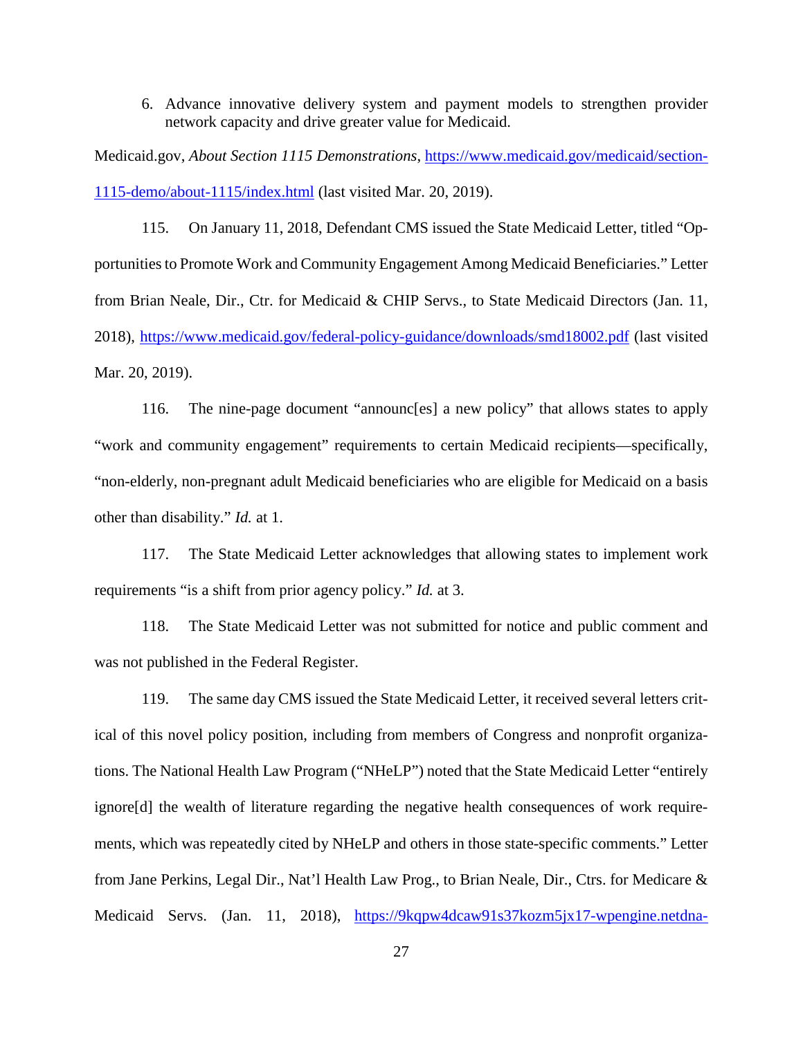6. Advance innovative delivery system and payment models to strengthen provider network capacity and drive greater value for Medicaid.

Medicaid.gov, *About Section 1115 Demonstrations*, https://www.medicaid.gov/medicaid/section-1115-demo/about-1115/index.html (last visited Mar. 20, 2019).

115. On January 11, 2018, Defendant CMS issued the State Medicaid Letter, titled "Opportunities to Promote Work and Community Engagement Among Medicaid Beneficiaries." Letter from Brian Neale, Dir., Ctr. for Medicaid & CHIP Servs., to State Medicaid Directors (Jan. 11, 2018), https://www.medicaid.gov/federal-policy-guidance/downloads/smd18002.pdf (last visited Mar. 20, 2019).

116. The nine-page document "announc[es] a new policy" that allows states to apply "work and community engagement" requirements to certain Medicaid recipients—specifically, "non-elderly, non-pregnant adult Medicaid beneficiaries who are eligible for Medicaid on a basis other than disability." *Id.* at 1.

117. The State Medicaid Letter acknowledges that allowing states to implement work requirements "is a shift from prior agency policy." *Id.* at 3.

118. The State Medicaid Letter was not submitted for notice and public comment and was not published in the Federal Register.

119. The same day CMS issued the State Medicaid Letter, it received several letters critical of this novel policy position, including from members of Congress and nonprofit organizations. The National Health Law Program ("NHeLP") noted that the State Medicaid Letter "entirely ignore[d] the wealth of literature regarding the negative health consequences of work requirements, which was repeatedly cited by NHeLP and others in those state-specific comments." Letter from Jane Perkins, Legal Dir., Nat'l Health Law Prog., to Brian Neale, Dir., Ctrs. for Medicare & Medicaid Servs. (Jan. 11, 2018), https://9kqpw4dcaw91s37kozm5jx17-wpengine.netdna-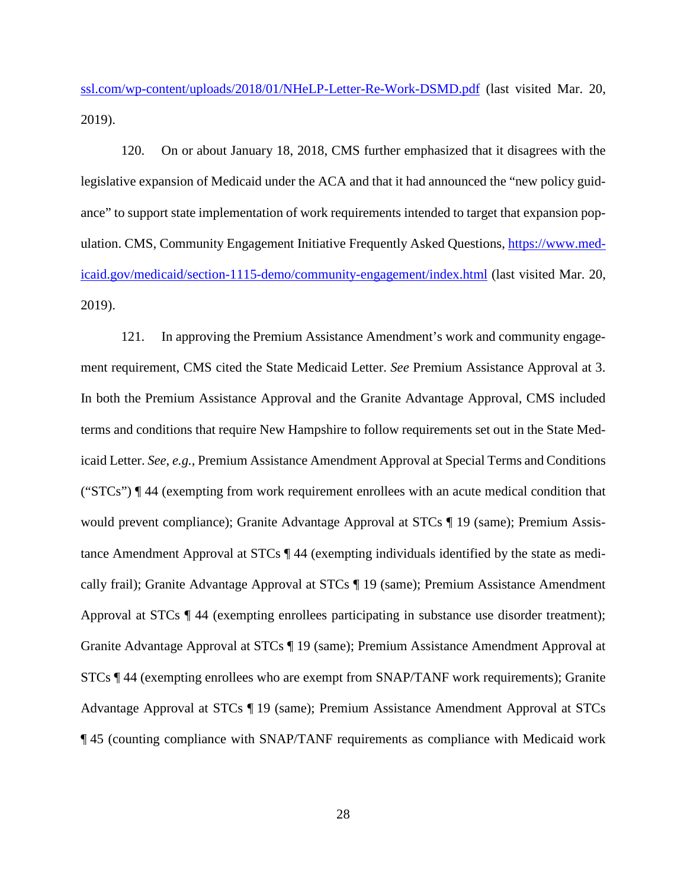ssl.com/wp-content/uploads/2018/01/NHeLP-Letter-Re-Work-DSMD.pdf (last visited Mar. 20, 2019).

120. On or about January 18, 2018, CMS further emphasized that it disagrees with the legislative expansion of Medicaid under the ACA and that it had announced the "new policy guidance" to support state implementation of work requirements intended to target that expansion population. CMS, Community Engagement Initiative Frequently Asked Questions, https://www.medicaid.gov/medicaid/section-1115-demo/community-engagement/index.html (last visited Mar. 20, 2019).

121. In approving the Premium Assistance Amendment's work and community engagement requirement, CMS cited the State Medicaid Letter. *See* Premium Assistance Approval at 3. In both the Premium Assistance Approval and the Granite Advantage Approval, CMS included terms and conditions that require New Hampshire to follow requirements set out in the State Medicaid Letter. *See, e.g.*, Premium Assistance Amendment Approval at Special Terms and Conditions ("STCs") ¶ 44 (exempting from work requirement enrollees with an acute medical condition that would prevent compliance); Granite Advantage Approval at STCs ¶ 19 (same); Premium Assistance Amendment Approval at STCs ¶ 44 (exempting individuals identified by the state as medically frail); Granite Advantage Approval at STCs ¶ 19 (same); Premium Assistance Amendment Approval at STCs ¶ 44 (exempting enrollees participating in substance use disorder treatment); Granite Advantage Approval at STCs ¶ 19 (same); Premium Assistance Amendment Approval at STCs ¶ 44 (exempting enrollees who are exempt from SNAP/TANF work requirements); Granite Advantage Approval at STCs ¶ 19 (same); Premium Assistance Amendment Approval at STCs ¶ 45 (counting compliance with SNAP/TANF requirements as compliance with Medicaid work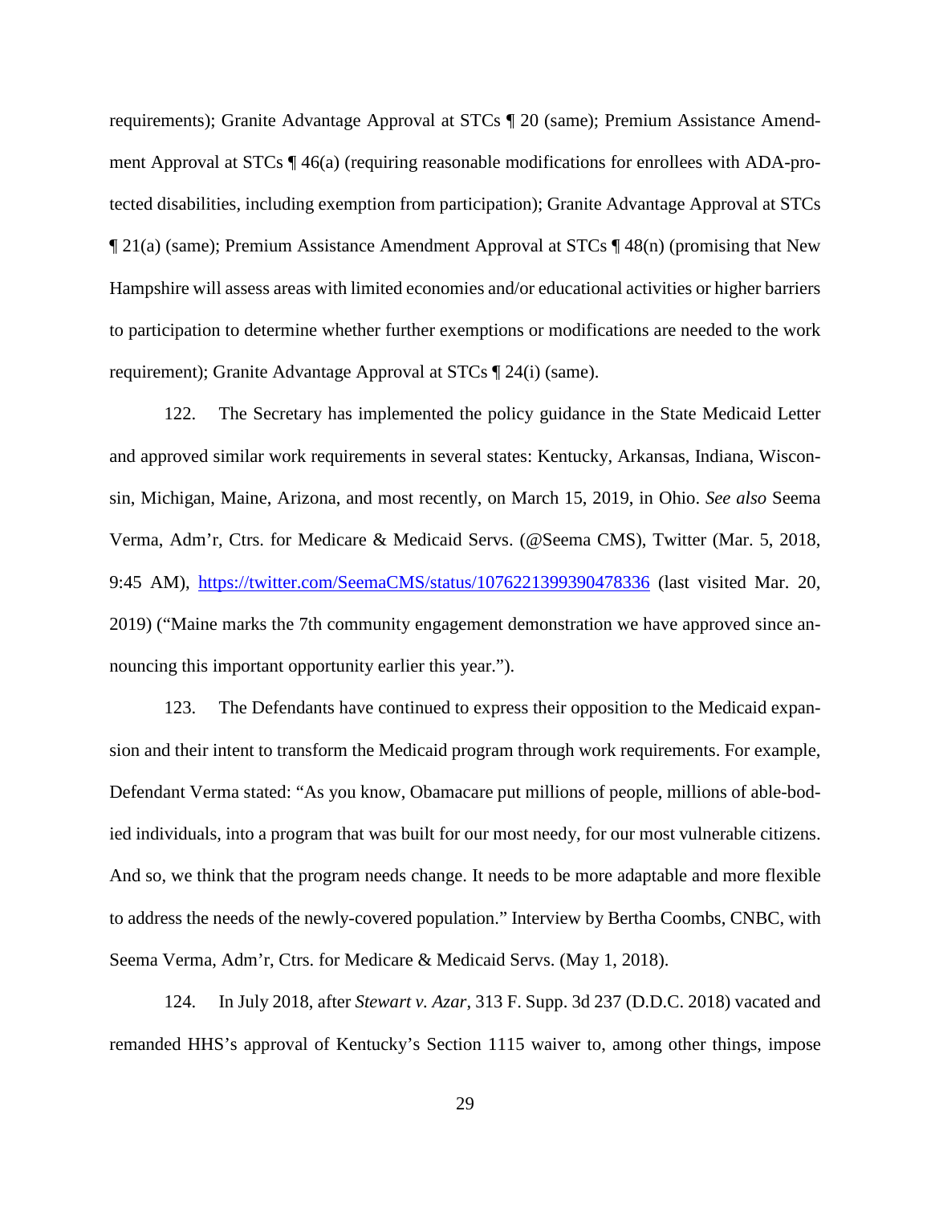requirements); Granite Advantage Approval at STCs ¶ 20 (same); Premium Assistance Amendment Approval at STCs ¶ 46(a) (requiring reasonable modifications for enrollees with ADA-protected disabilities, including exemption from participation); Granite Advantage Approval at STCs ¶ 21(a) (same); Premium Assistance Amendment Approval at STCs ¶ 48(n) (promising that New Hampshire will assess areas with limited economies and/or educational activities or higher barriers to participation to determine whether further exemptions or modifications are needed to the work requirement); Granite Advantage Approval at STCs ¶ 24(i) (same).

122. The Secretary has implemented the policy guidance in the State Medicaid Letter and approved similar work requirements in several states: Kentucky, Arkansas, Indiana, Wisconsin, Michigan, Maine, Arizona, and most recently, on March 15, 2019, in Ohio. *See also* Seema Verma, Adm'r, Ctrs. for Medicare & Medicaid Servs. (@Seema CMS), Twitter (Mar. 5, 2018, 9:45 AM), https://twitter.com/SeemaCMS/status/1076221399390478336 (last visited Mar. 20, 2019) ("Maine marks the 7th community engagement demonstration we have approved since announcing this important opportunity earlier this year.").

123. The Defendants have continued to express their opposition to the Medicaid expansion and their intent to transform the Medicaid program through work requirements. For example, Defendant Verma stated: "As you know, Obamacare put millions of people, millions of able-bodied individuals, into a program that was built for our most needy, for our most vulnerable citizens. And so, we think that the program needs change. It needs to be more adaptable and more flexible to address the needs of the newly-covered population." Interview by Bertha Coombs, CNBC, with Seema Verma, Adm'r, Ctrs. for Medicare & Medicaid Servs. (May 1, 2018).

124. In July 2018, after *Stewart v. Azar*, 313 F. Supp. 3d 237 (D.D.C. 2018) vacated and remanded HHS's approval of Kentucky's Section 1115 waiver to, among other things, impose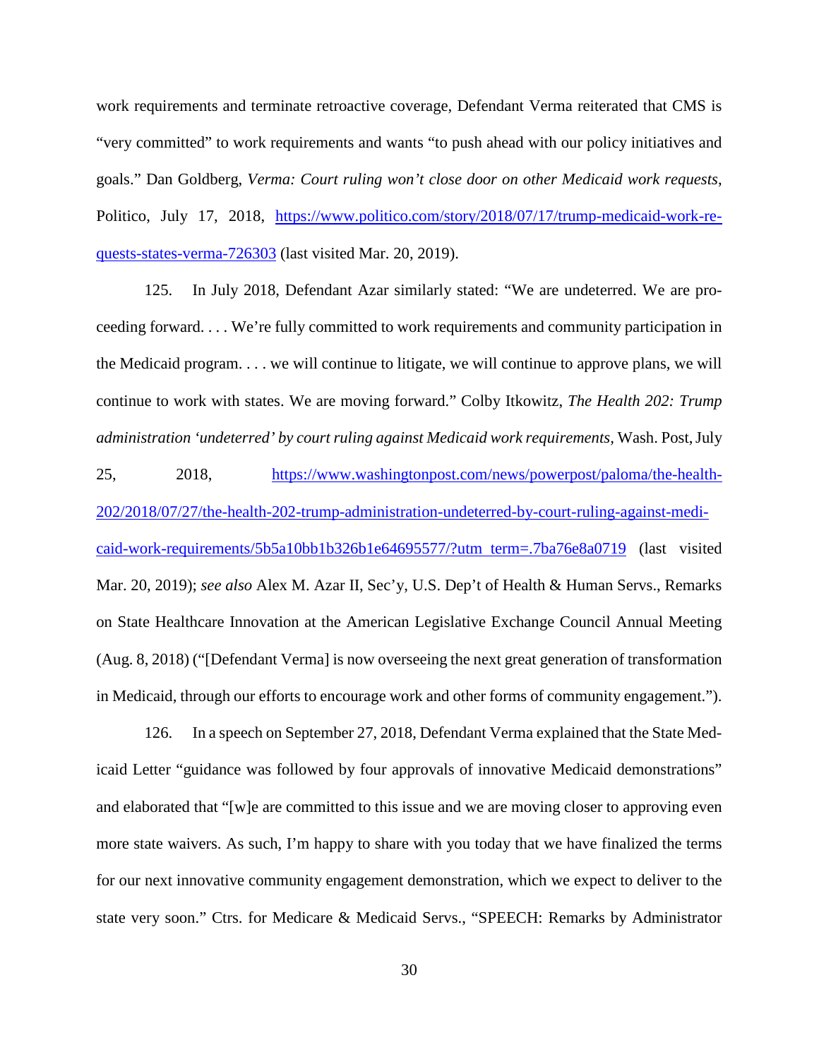work requirements and terminate retroactive coverage, Defendant Verma reiterated that CMS is "very committed" to work requirements and wants "to push ahead with our policy initiatives and goals." Dan Goldberg, *Verma: Court ruling won't close door on other Medicaid work requests*, Politico, July 17, 2018, https://www.politico.com/story/2018/07/17/trump-medicaid-work-requests-states-verma-726303 (last visited Mar. 20, 2019).

125. In July 2018, Defendant Azar similarly stated: "We are undeterred. We are proceeding forward. . . . We're fully committed to work requirements and community participation in the Medicaid program. . . . we will continue to litigate, we will continue to approve plans, we will continue to work with states. We are moving forward." Colby Itkowitz, *The Health 202: Trump administration 'undeterred' by court ruling against Medicaid work requirements,* Wash. Post, July 25, 2018, https://www.washingtonpost.com/news/powerpost/paloma/the-health-202/2018/07/27/the-health-202-trump-administration-undeterred-by-court-ruling-against-medicaid-work-requirements/5b5a10bb1b326b1e64695577/?utm_term=.7ba76e8a0719 (last visited Mar. 20, 2019); *see also* Alex M. Azar II, Sec'y, U.S. Dep't of Health & Human Servs., Remarks on State Healthcare Innovation at the American Legislative Exchange Council Annual Meeting (Aug. 8, 2018) ("[Defendant Verma] is now overseeing the next great generation of transformation in Medicaid, through our efforts to encourage work and other forms of community engagement.").

126. In a speech on September 27, 2018, Defendant Verma explained that the State Medicaid Letter "guidance was followed by four approvals of innovative Medicaid demonstrations" and elaborated that "[w]e are committed to this issue and we are moving closer to approving even more state waivers. As such, I'm happy to share with you today that we have finalized the terms for our next innovative community engagement demonstration, which we expect to deliver to the state very soon." Ctrs. for Medicare & Medicaid Servs., "SPEECH: Remarks by Administrator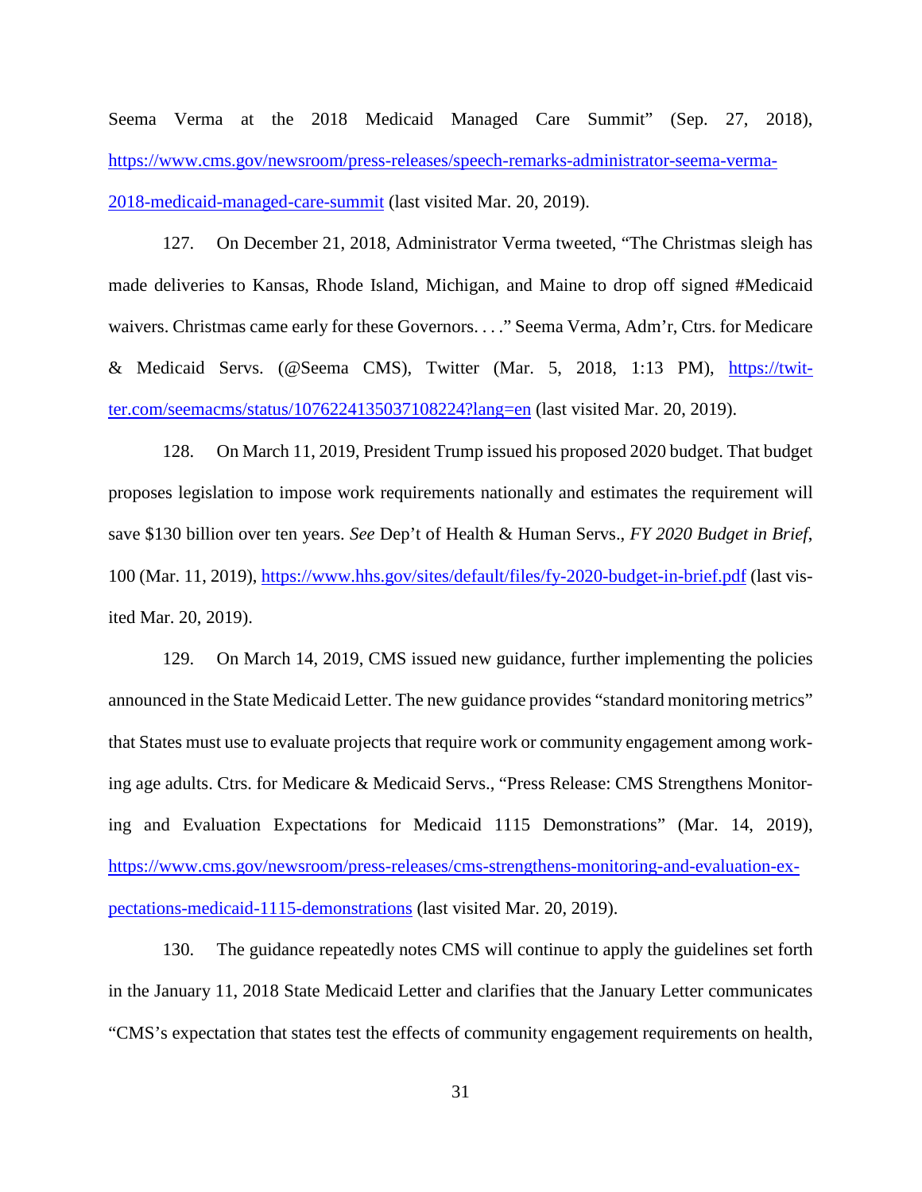Seema Verma at the 2018 Medicaid Managed Care Summit" (Sep. 27, 2018), https://www.cms.gov/newsroom/press-releases/speech-remarks-administrator-seema-verma-2018-medicaid-managed-care-summit (last visited Mar. 20, 2019).

127. On December 21, 2018, Administrator Verma tweeted, "The Christmas sleigh has made deliveries to Kansas, Rhode Island, Michigan, and Maine to drop off signed #Medicaid waivers. Christmas came early for these Governors. . . ." Seema Verma, Adm'r, Ctrs. for Medicare & Medicaid Servs. (@Seema CMS), Twitter (Mar. 5, 2018, 1:13 PM), https://twitter.com/seemacms/status/1076224135037108224?lang=en (last visited Mar. 20, 2019).

128. On March 11, 2019, President Trump issued his proposed 2020 budget. That budget proposes legislation to impose work requirements nationally and estimates the requirement will save $130 billion over ten years. *See* Dep't of Health & Human Servs., *FY 2020 Budget in Brief*, 100 (Mar. 11, 2019), https://www.hhs.gov/sites/default/files/fy-2020-budget-in-brief.pdf (last visited Mar. 20, 2019).

129. On March 14, 2019, CMS issued new guidance, further implementing the policies announced in the State Medicaid Letter. The new guidance provides "standard monitoring metrics" that States must use to evaluate projects that require work or community engagement among working age adults. Ctrs. for Medicare & Medicaid Servs., "Press Release: CMS Strengthens Monitoring and Evaluation Expectations for Medicaid 1115 Demonstrations" (Mar. 14, 2019), https://www.cms.gov/newsroom/press-releases/cms-strengthens-monitoring-and-evaluation-expectations-medicaid-1115-demonstrations (last visited Mar. 20, 2019).

130. The guidance repeatedly notes CMS will continue to apply the guidelines set forth in the January 11, 2018 State Medicaid Letter and clarifies that the January Letter communicates "CMS's expectation that states test the effects of community engagement requirements on health,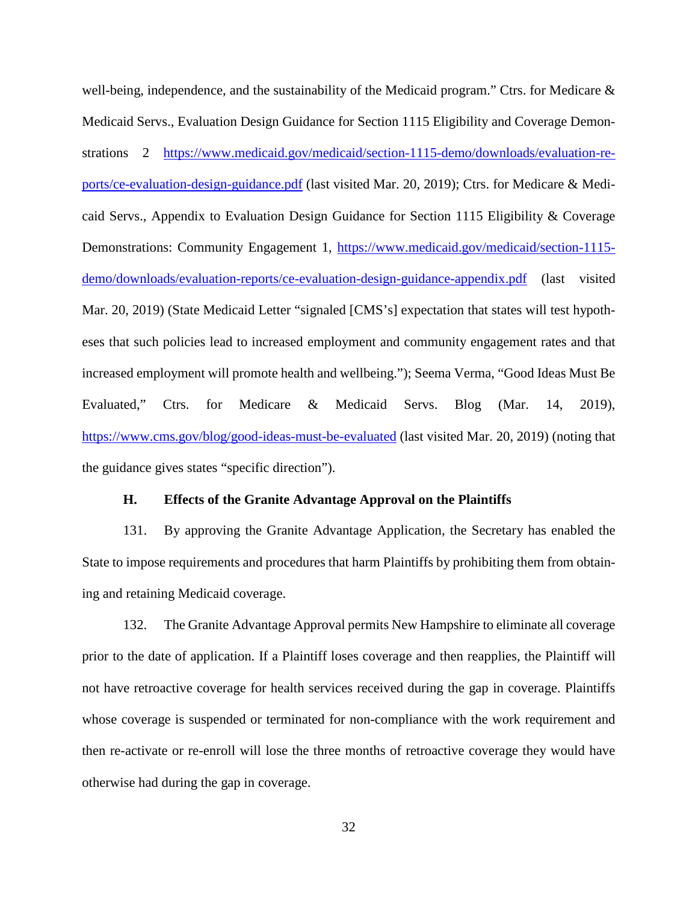well-being, independence, and the sustainability of the Medicaid program." Ctrs. for Medicare & Medicaid Servs., Evaluation Design Guidance for Section 1115 Eligibility and Coverage Demonstrations 2 https://www.medicaid.gov/medicaid/section-1115-demo/downloads/evaluation-reports/ce-evaluation-design-guidance.pdf (last visited Mar. 20, 2019); Ctrs. for Medicare & Medicaid Servs., Appendix to Evaluation Design Guidance for Section 1115 Eligibility & Coverage Demonstrations: Community Engagement 1, https://www.medicaid.gov/medicaid/section-1115-demo/downloads/evaluation-reports/ce-evaluation-design-guidance-appendix.pdf (last visited Mar. 20, 2019) (State Medicaid Letter "signaled [CMS's] expectation that states will test hypotheses that such policies lead to increased employment and community engagement rates and that increased employment will promote health and wellbeing."); Seema Verma, "Good Ideas Must Be Evaluated," Ctrs. for Medicare & Medicaid Servs. Blog (Mar. 14, 2019), https://www.cms.gov/blog/good-ideas-must-be-evaluated (last visited Mar. 20, 2019) (noting that the guidance gives states "specific direction").

### H. Effects of the Granite Advantage Approval on the Plaintiffs

131. By approving the Granite Advantage Application, the Secretary has enabled the State to impose requirements and procedures that harm Plaintiffs by prohibiting them from obtaining and retaining Medicaid coverage.

132. The Granite Advantage Approval permits New Hampshire to eliminate all coverage prior to the date of application. If a Plaintiff loses coverage and then reapplies, the Plaintiff will not have retroactive coverage for health services received during the gap in coverage. Plaintiffs whose coverage is suspended or terminated for non-compliance with the work requirement and then re-activate or re-enroll will lose the three months of retroactive coverage they would have otherwise had during the gap in coverage.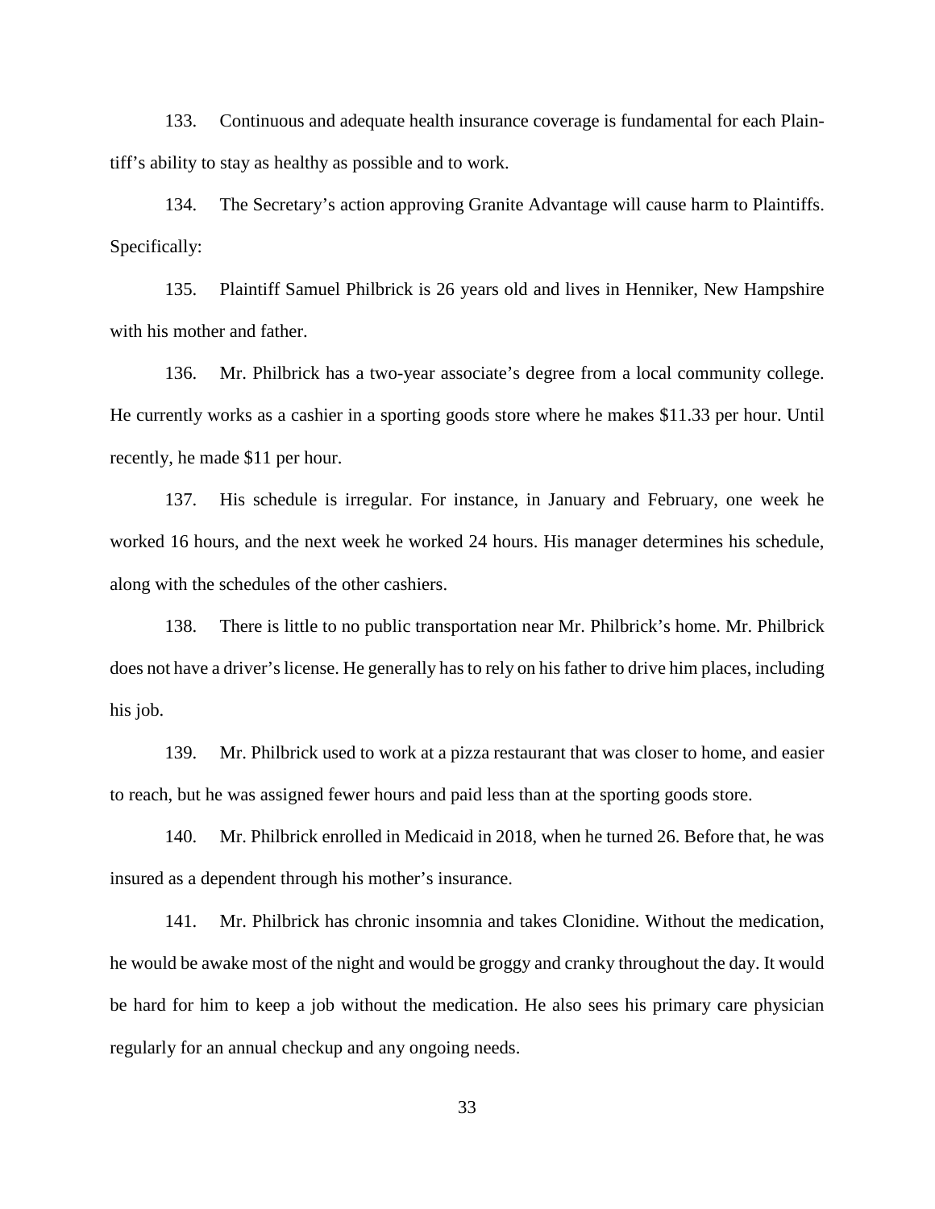133. Continuous and adequate health insurance coverage is fundamental for each Plaintiff's ability to stay as healthy as possible and to work.

134. The Secretary's action approving Granite Advantage will cause harm to Plaintiffs. Specifically:

135. Plaintiff Samuel Philbrick is 26 years old and lives in Henniker, New Hampshire with his mother and father.

136. Mr. Philbrick has a two-year associate's degree from a local community college. He currently works as a cashier in a sporting goods store where he makes $11.33 per hour. Until recently, he made $11 per hour.

137. His schedule is irregular. For instance, in January and February, one week he worked 16 hours, and the next week he worked 24 hours. His manager determines his schedule, along with the schedules of the other cashiers.

138. There is little to no public transportation near Mr. Philbrick's home. Mr. Philbrick does not have a driver's license. He generally has to rely on his father to drive him places, including his job.

139. Mr. Philbrick used to work at a pizza restaurant that was closer to home, and easier to reach, but he was assigned fewer hours and paid less than at the sporting goods store.

140. Mr. Philbrick enrolled in Medicaid in 2018, when he turned 26. Before that, he was insured as a dependent through his mother's insurance.

141. Mr. Philbrick has chronic insomnia and takes Clonidine. Without the medication, he would be awake most of the night and would be groggy and cranky throughout the day. It would be hard for him to keep a job without the medication. He also sees his primary care physician regularly for an annual checkup and any ongoing needs.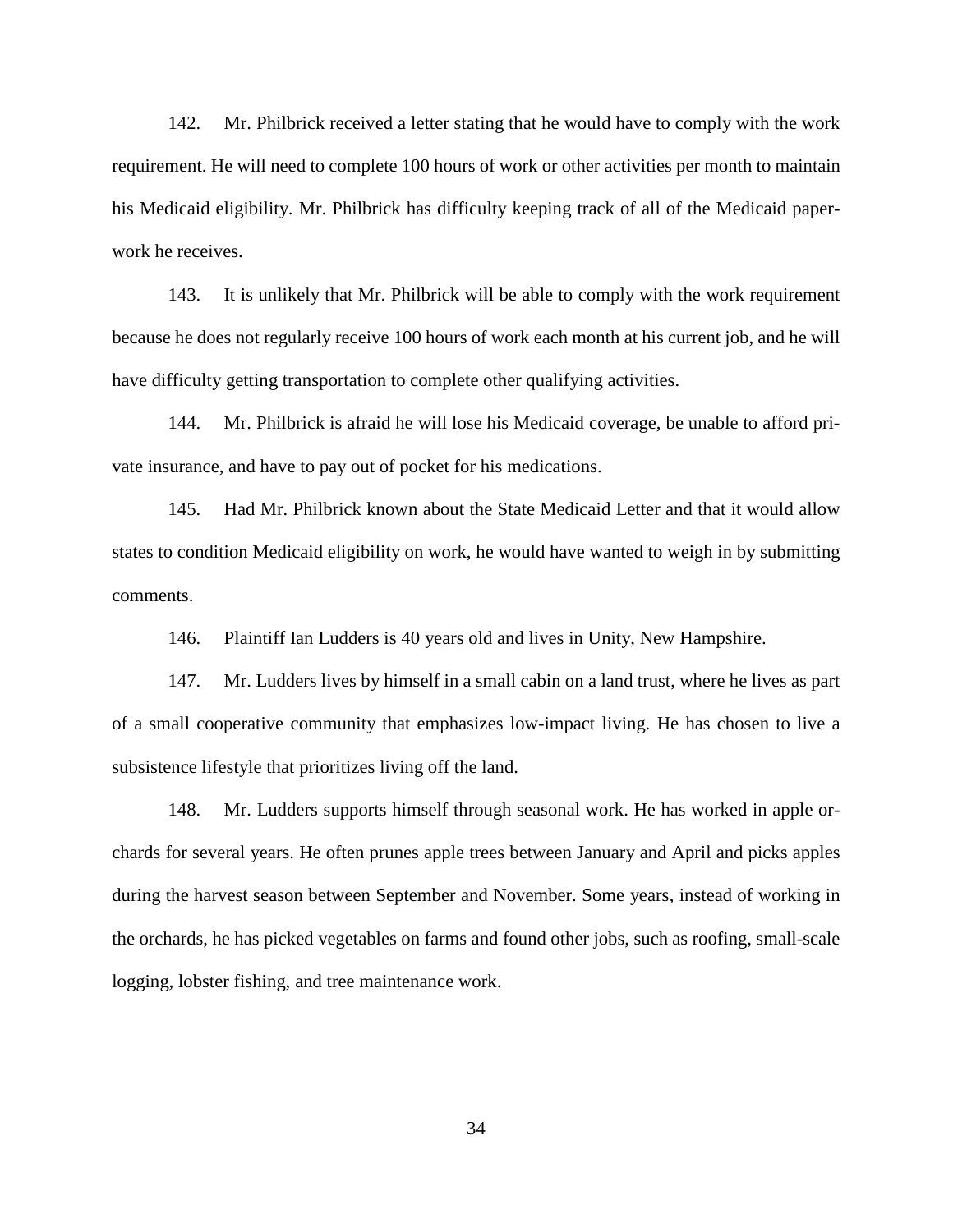142. Mr. Philbrick received a letter stating that he would have to comply with the work requirement. He will need to complete 100 hours of work or other activities per month to maintain his Medicaid eligibility. Mr. Philbrick has difficulty keeping track of all of the Medicaid paperwork he receives.

143. It is unlikely that Mr. Philbrick will be able to comply with the work requirement because he does not regularly receive 100 hours of work each month at his current job, and he will have difficulty getting transportation to complete other qualifying activities.

144. Mr. Philbrick is afraid he will lose his Medicaid coverage, be unable to afford private insurance, and have to pay out of pocket for his medications.

145. Had Mr. Philbrick known about the State Medicaid Letter and that it would allow states to condition Medicaid eligibility on work, he would have wanted to weigh in by submitting comments.

146. Plaintiff Ian Ludders is 40 years old and lives in Unity, New Hampshire.

147. Mr. Ludders lives by himself in a small cabin on a land trust, where he lives as part of a small cooperative community that emphasizes low-impact living. He has chosen to live a subsistence lifestyle that prioritizes living off the land.

148. Mr. Ludders supports himself through seasonal work. He has worked in apple orchards for several years. He often prunes apple trees between January and April and picks apples during the harvest season between September and November. Some years, instead of working in the orchards, he has picked vegetables on farms and found other jobs, such as roofing, small-scale logging, lobster fishing, and tree maintenance work.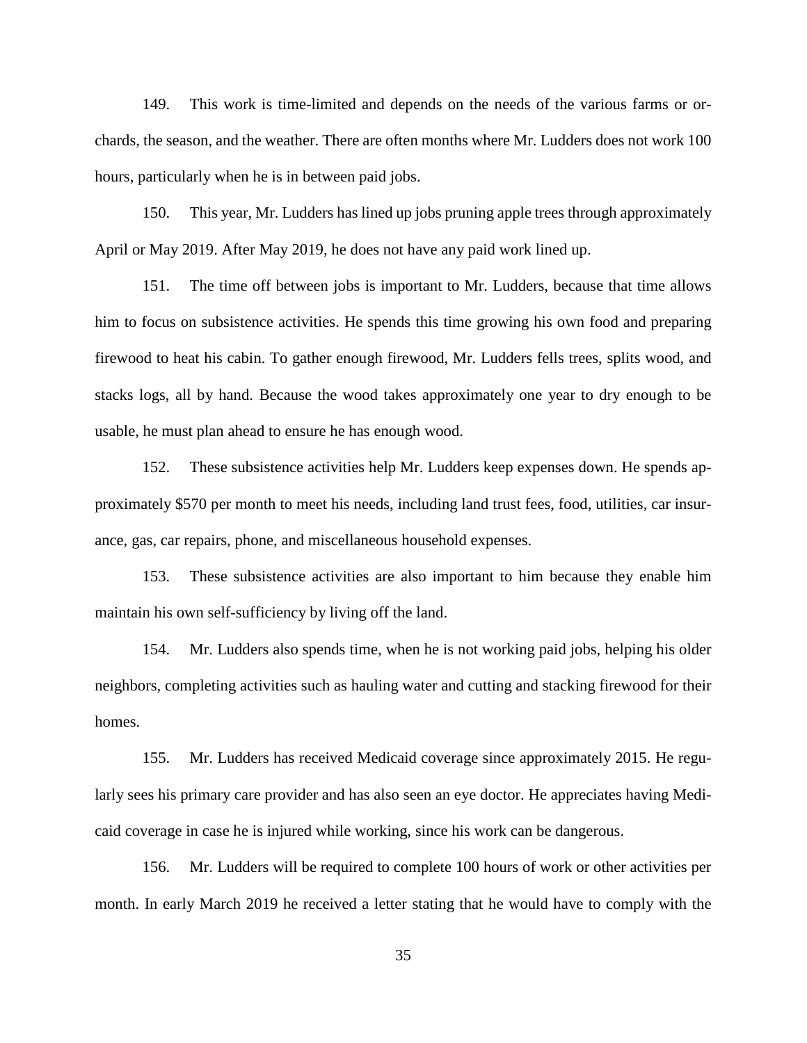149. This work is time-limited and depends on the needs of the various farms or orchards, the season, and the weather. There are often months where Mr. Ludders does not work 100 hours, particularly when he is in between paid jobs.

150. This year, Mr. Ludders has lined up jobs pruning apple trees through approximately April or May 2019. After May 2019, he does not have any paid work lined up.

151. The time off between jobs is important to Mr. Ludders, because that time allows him to focus on subsistence activities. He spends this time growing his own food and preparing firewood to heat his cabin. To gather enough firewood, Mr. Ludders fells trees, splits wood, and stacks logs, all by hand. Because the wood takes approximately one year to dry enough to be usable, he must plan ahead to ensure he has enough wood.

152. These subsistence activities help Mr. Ludders keep expenses down. He spends approximately $570 per month to meet his needs, including land trust fees, food, utilities, car insurance, gas, car repairs, phone, and miscellaneous household expenses.

153. These subsistence activities are also important to him because they enable him maintain his own self-sufficiency by living off the land.

154. Mr. Ludders also spends time, when he is not working paid jobs, helping his older neighbors, completing activities such as hauling water and cutting and stacking firewood for their homes.

155. Mr. Ludders has received Medicaid coverage since approximately 2015. He regularly sees his primary care provider and has also seen an eye doctor. He appreciates having Medicaid coverage in case he is injured while working, since his work can be dangerous.

156. Mr. Ludders will be required to complete 100 hours of work or other activities per month. In early March 2019 he received a letter stating that he would have to comply with the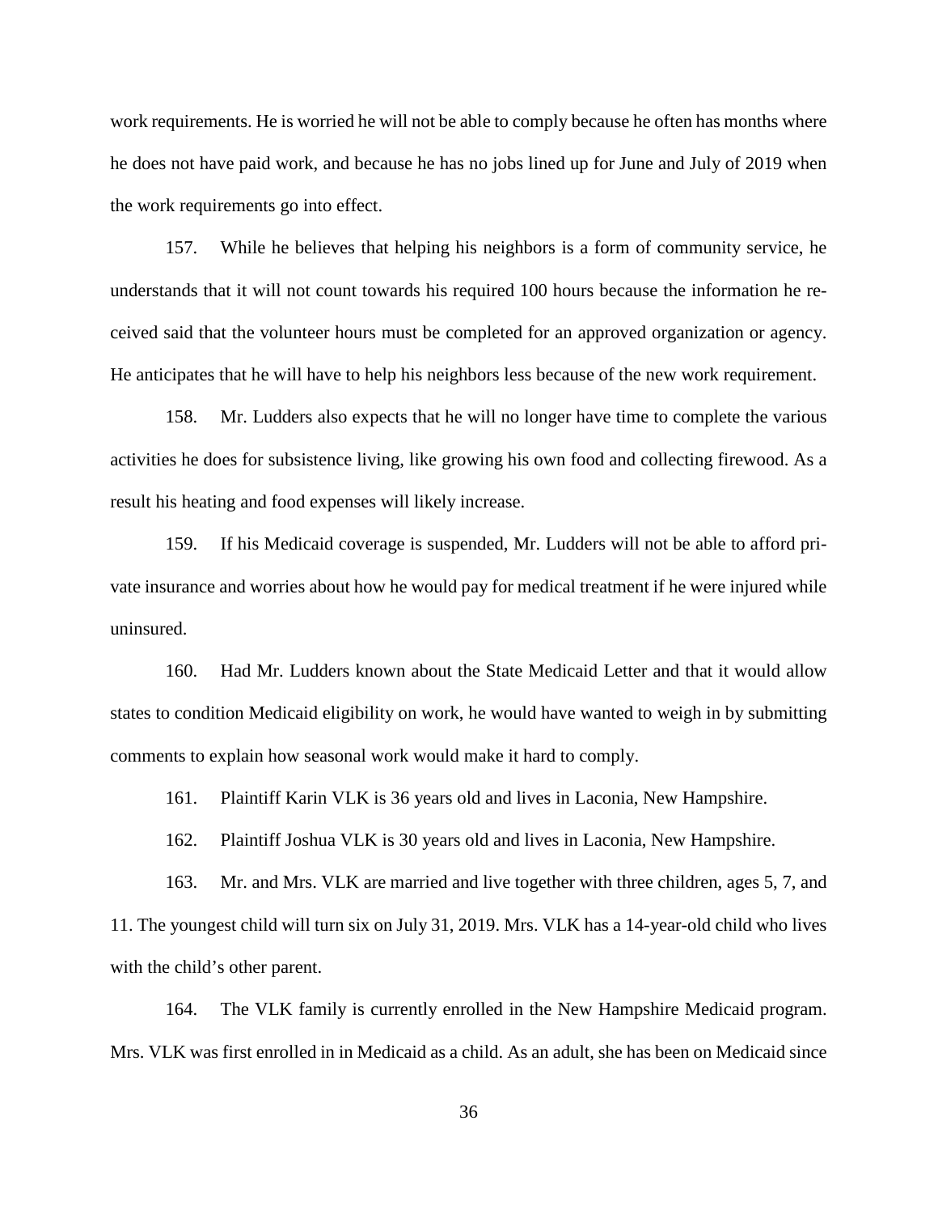work requirements. He is worried he will not be able to comply because he often has months where he does not have paid work, and because he has no jobs lined up for June and July of 2019 when the work requirements go into effect.

157. While he believes that helping his neighbors is a form of community service, he understands that it will not count towards his required 100 hours because the information he received said that the volunteer hours must be completed for an approved organization or agency. He anticipates that he will have to help his neighbors less because of the new work requirement.

158. Mr. Ludders also expects that he will no longer have time to complete the various activities he does for subsistence living, like growing his own food and collecting firewood. As a result his heating and food expenses will likely increase.

159. If his Medicaid coverage is suspended, Mr. Ludders will not be able to afford private insurance and worries about how he would pay for medical treatment if he were injured while uninsured.

160. Had Mr. Ludders known about the State Medicaid Letter and that it would allow states to condition Medicaid eligibility on work, he would have wanted to weigh in by submitting comments to explain how seasonal work would make it hard to comply.

161. Plaintiff Karin VLK is 36 years old and lives in Laconia, New Hampshire.

162. Plaintiff Joshua VLK is 30 years old and lives in Laconia, New Hampshire.

163. Mr. and Mrs. VLK are married and live together with three children, ages 5, 7, and 11. The youngest child will turn six on July 31, 2019. Mrs. VLK has a 14-year-old child who lives with the child's other parent.

164. The VLK family is currently enrolled in the New Hampshire Medicaid program. Mrs. VLK was first enrolled in in Medicaid as a child. As an adult, she has been on Medicaid since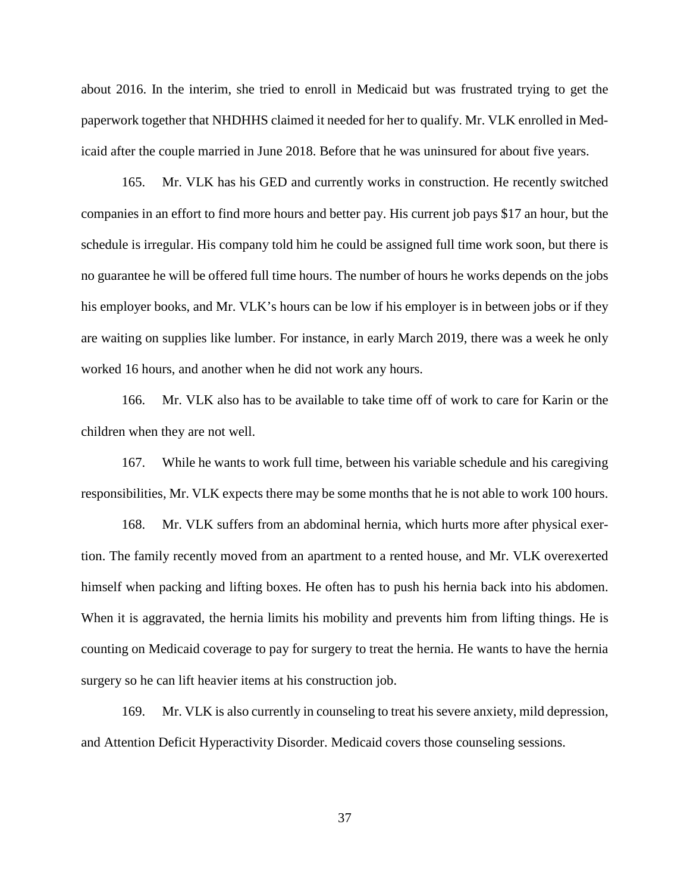about 2016. In the interim, she tried to enroll in Medicaid but was frustrated trying to get the paperwork together that NHDHHS claimed it needed for her to qualify. Mr. VLK enrolled in Medicaid after the couple married in June 2018. Before that he was uninsured for about five years.

165. Mr. VLK has his GED and currently works in construction. He recently switched companies in an effort to find more hours and better pay. His current job pays $17 an hour, but the schedule is irregular. His company told him he could be assigned full time work soon, but there is no guarantee he will be offered full time hours. The number of hours he works depends on the jobs his employer books, and Mr. VLK's hours can be low if his employer is in between jobs or if they are waiting on supplies like lumber. For instance, in early March 2019, there was a week he only worked 16 hours, and another when he did not work any hours.

166. Mr. VLK also has to be available to take time off of work to care for Karin or the children when they are not well.

167. While he wants to work full time, between his variable schedule and his caregiving responsibilities, Mr. VLK expects there may be some months that he is not able to work 100 hours.

168. Mr. VLK suffers from an abdominal hernia, which hurts more after physical exertion. The family recently moved from an apartment to a rented house, and Mr. VLK overexerted himself when packing and lifting boxes. He often has to push his hernia back into his abdomen. When it is aggravated, the hernia limits his mobility and prevents him from lifting things. He is counting on Medicaid coverage to pay for surgery to treat the hernia. He wants to have the hernia surgery so he can lift heavier items at his construction job.

169. Mr. VLK is also currently in counseling to treat his severe anxiety, mild depression, and Attention Deficit Hyperactivity Disorder. Medicaid covers those counseling sessions.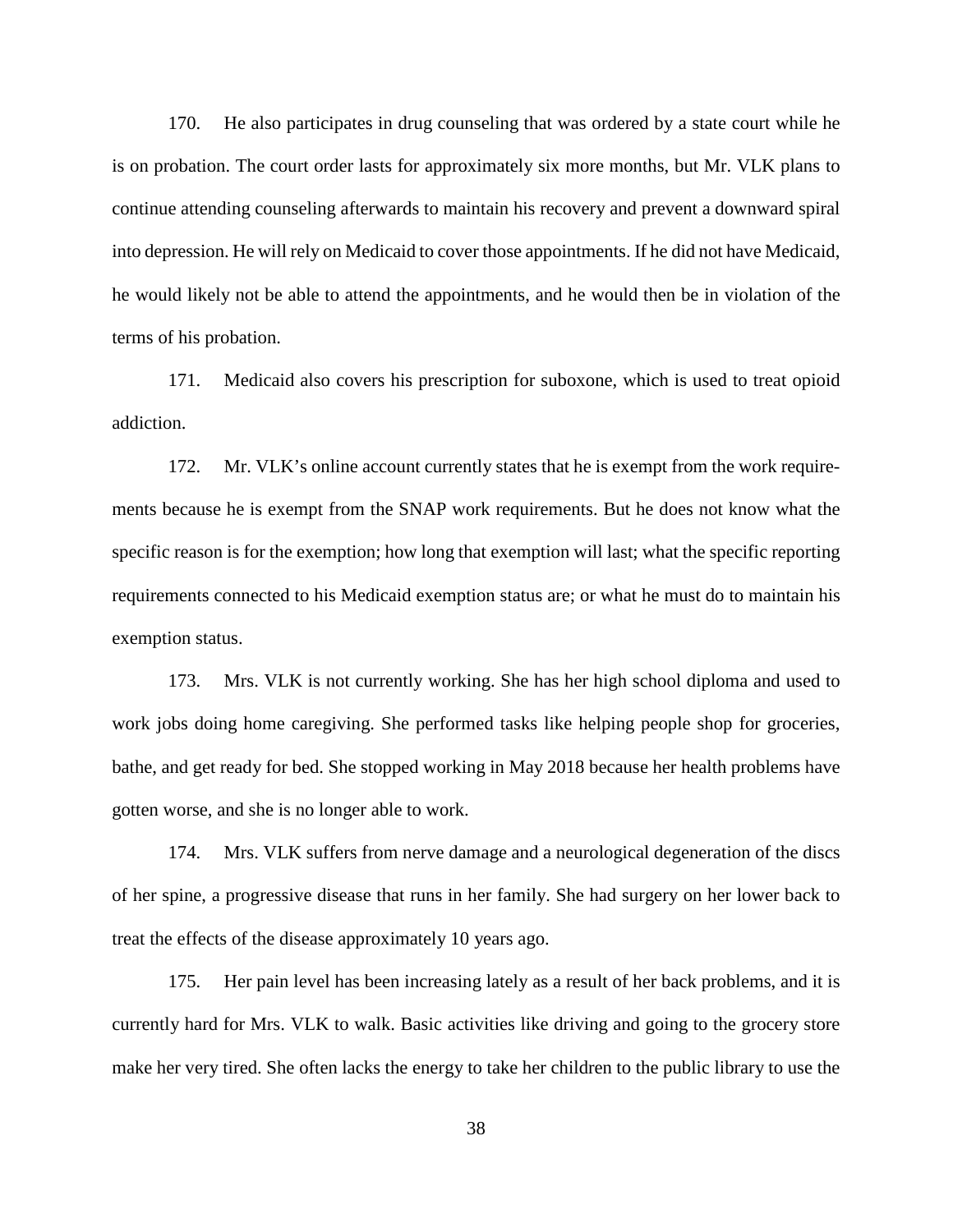170. He also participates in drug counseling that was ordered by a state court while he is on probation. The court order lasts for approximately six more months, but Mr. VLK plans to continue attending counseling afterwards to maintain his recovery and prevent a downward spiral into depression. He will rely on Medicaid to cover those appointments. If he did not have Medicaid, he would likely not be able to attend the appointments, and he would then be in violation of the terms of his probation.

171. Medicaid also covers his prescription for suboxone, which is used to treat opioid addiction.

172. Mr. VLK's online account currently states that he is exempt from the work requirements because he is exempt from the SNAP work requirements. But he does not know what the specific reason is for the exemption; how long that exemption will last; what the specific reporting requirements connected to his Medicaid exemption status are; or what he must do to maintain his exemption status.

173. Mrs. VLK is not currently working. She has her high school diploma and used to work jobs doing home caregiving. She performed tasks like helping people shop for groceries, bathe, and get ready for bed. She stopped working in May 2018 because her health problems have gotten worse, and she is no longer able to work.

174. Mrs. VLK suffers from nerve damage and a neurological degeneration of the discs of her spine, a progressive disease that runs in her family. She had surgery on her lower back to treat the effects of the disease approximately 10 years ago.

175. Her pain level has been increasing lately as a result of her back problems, and it is currently hard for Mrs. VLK to walk. Basic activities like driving and going to the grocery store make her very tired. She often lacks the energy to take her children to the public library to use the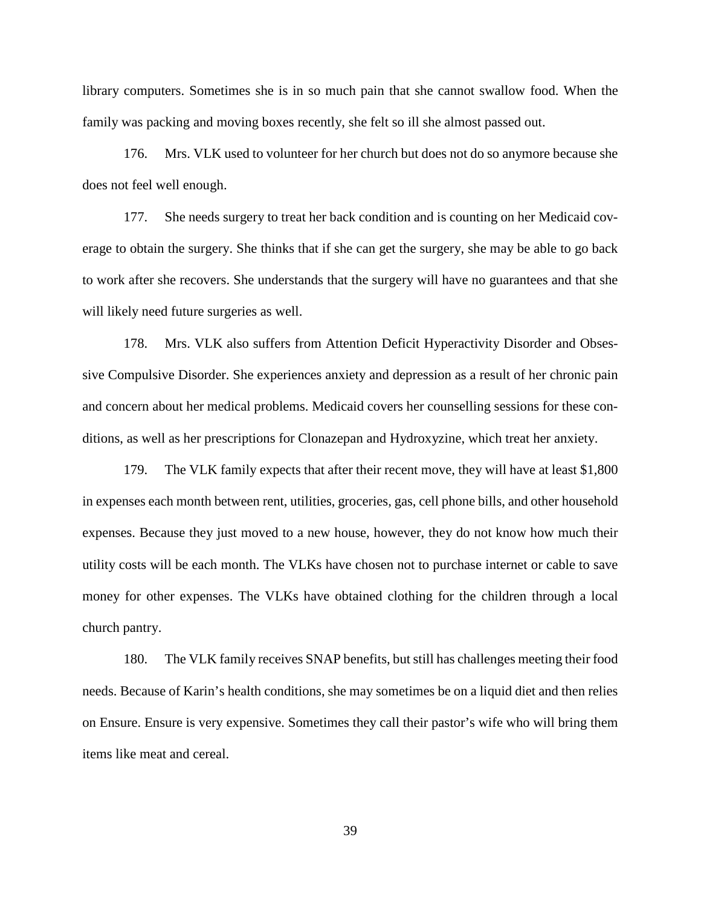library computers. Sometimes she is in so much pain that she cannot swallow food. When the family was packing and moving boxes recently, she felt so ill she almost passed out.

176. Mrs. VLK used to volunteer for her church but does not do so anymore because she does not feel well enough.

177. She needs surgery to treat her back condition and is counting on her Medicaid coverage to obtain the surgery. She thinks that if she can get the surgery, she may be able to go back to work after she recovers. She understands that the surgery will have no guarantees and that she will likely need future surgeries as well.

178. Mrs. VLK also suffers from Attention Deficit Hyperactivity Disorder and Obsessive Compulsive Disorder. She experiences anxiety and depression as a result of her chronic pain and concern about her medical problems. Medicaid covers her counselling sessions for these conditions, as well as her prescriptions for Clonazepan and Hydroxyzine, which treat her anxiety.

179. The VLK family expects that after their recent move, they will have at least $1,800 in expenses each month between rent, utilities, groceries, gas, cell phone bills, and other household expenses. Because they just moved to a new house, however, they do not know how much their utility costs will be each month. The VLKs have chosen not to purchase internet or cable to save money for other expenses. The VLKs have obtained clothing for the children through a local church pantry.

180. The VLK family receives SNAP benefits, but still has challenges meeting their food needs. Because of Karin's health conditions, she may sometimes be on a liquid diet and then relies on Ensure. Ensure is very expensive. Sometimes they call their pastor's wife who will bring them items like meat and cereal.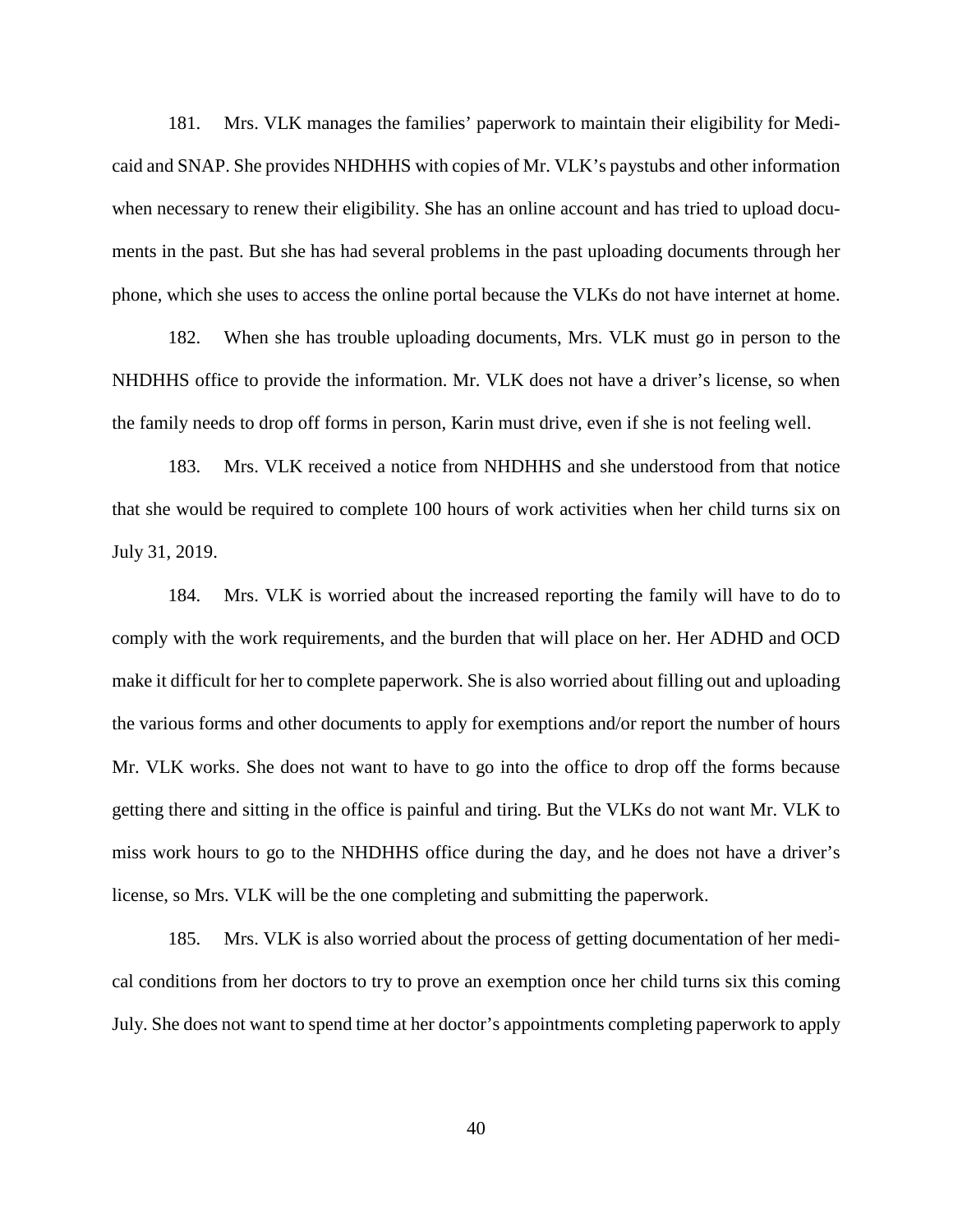181. Mrs. VLK manages the families' paperwork to maintain their eligibility for Medicaid and SNAP. She provides NHDHHS with copies of Mr. VLK's paystubs and other information when necessary to renew their eligibility. She has an online account and has tried to upload documents in the past. But she has had several problems in the past uploading documents through her phone, which she uses to access the online portal because the VLKs do not have internet at home.

182. When she has trouble uploading documents, Mrs. VLK must go in person to the NHDHHS office to provide the information. Mr. VLK does not have a driver's license, so when the family needs to drop off forms in person, Karin must drive, even if she is not feeling well.

183. Mrs. VLK received a notice from NHDHHS and she understood from that notice that she would be required to complete 100 hours of work activities when her child turns six on July 31, 2019.

184. Mrs. VLK is worried about the increased reporting the family will have to do to comply with the work requirements, and the burden that will place on her. Her ADHD and OCD make it difficult for her to complete paperwork. She is also worried about filling out and uploading the various forms and other documents to apply for exemptions and/or report the number of hours Mr. VLK works. She does not want to have to go into the office to drop off the forms because getting there and sitting in the office is painful and tiring. But the VLKs do not want Mr. VLK to miss work hours to go to the NHDHHS office during the day, and he does not have a driver's license, so Mrs. VLK will be the one completing and submitting the paperwork.

185. Mrs. VLK is also worried about the process of getting documentation of her medical conditions from her doctors to try to prove an exemption once her child turns six this coming July. She does not want to spend time at her doctor's appointments completing paperwork to apply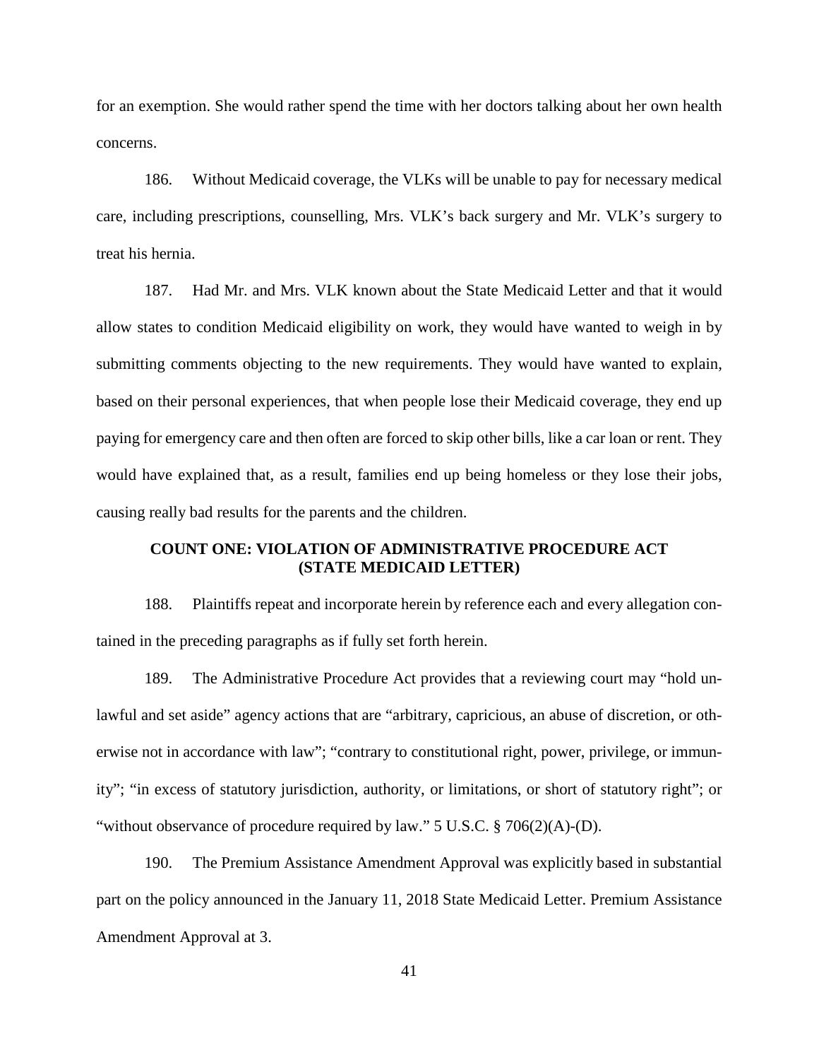for an exemption. She would rather spend the time with her doctors talking about her own health concerns.

186. Without Medicaid coverage, the VLKs will be unable to pay for necessary medical care, including prescriptions, counselling, Mrs. VLK's back surgery and Mr. VLK's surgery to treat his hernia.

187. Had Mr. and Mrs. VLK known about the State Medicaid Letter and that it would allow states to condition Medicaid eligibility on work, they would have wanted to weigh in by submitting comments objecting to the new requirements. They would have wanted to explain, based on their personal experiences, that when people lose their Medicaid coverage, they end up paying for emergency care and then often are forced to skip other bills, like a car loan or rent. They would have explained that, as a result, families end up being homeless or they lose their jobs, causing really bad results for the parents and the children.

## COUNT ONE: VIOLATION OF ADMINISTRATIVE PROCEDURE ACT (STATE MEDICAID LETTER)

188. Plaintiffs repeat and incorporate herein by reference each and every allegation contained in the preceding paragraphs as if fully set forth herein.

189. The Administrative Procedure Act provides that a reviewing court may "hold unlawful and set aside" agency actions that are "arbitrary, capricious, an abuse of discretion, or otherwise not in accordance with law"; "contrary to constitutional right, power, privilege, or immunity"; "in excess of statutory jurisdiction, authority, or limitations, or short of statutory right"; or "without observance of procedure required by law." 5 U.S.C. § 706(2)(A)-(D).

190. The Premium Assistance Amendment Approval was explicitly based in substantial part on the policy announced in the January 11, 2018 State Medicaid Letter. Premium Assistance Amendment Approval at 3.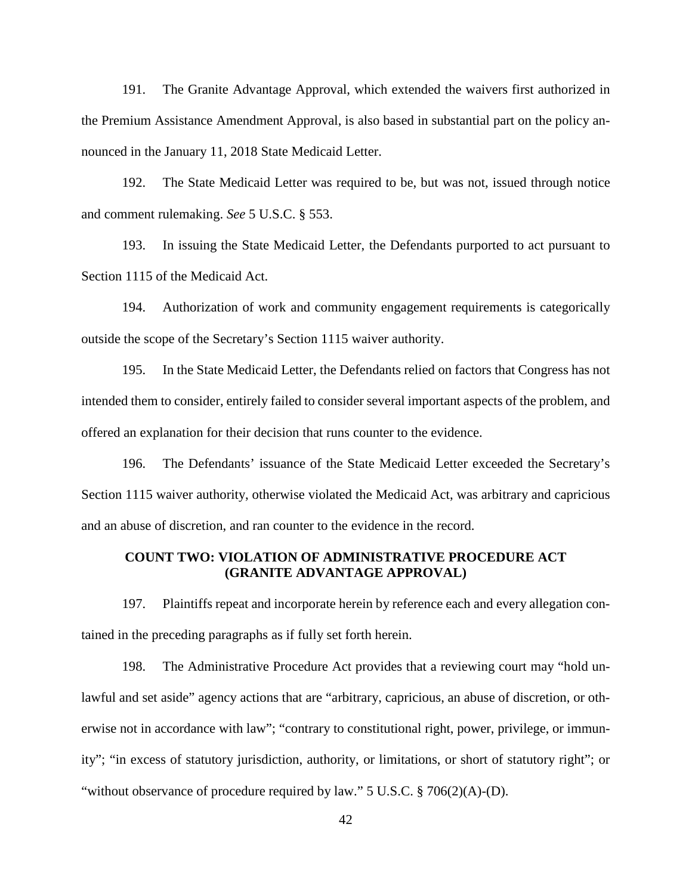191. The Granite Advantage Approval, which extended the waivers first authorized in the Premium Assistance Amendment Approval, is also based in substantial part on the policy announced in the January 11, 2018 State Medicaid Letter.

192. The State Medicaid Letter was required to be, but was not, issued through notice and comment rulemaking. *See* 5 U.S.C. § 553.

193. In issuing the State Medicaid Letter, the Defendants purported to act pursuant to Section 1115 of the Medicaid Act.

194. Authorization of work and community engagement requirements is categorically outside the scope of the Secretary's Section 1115 waiver authority.

195. In the State Medicaid Letter, the Defendants relied on factors that Congress has not intended them to consider, entirely failed to consider several important aspects of the problem, and offered an explanation for their decision that runs counter to the evidence.

196. The Defendants' issuance of the State Medicaid Letter exceeded the Secretary's Section 1115 waiver authority, otherwise violated the Medicaid Act, was arbitrary and capricious and an abuse of discretion, and ran counter to the evidence in the record.

**COUNT TWO: VIOLATION OF ADMINISTRATIVE PROCEDURE ACT (GRANITE ADVANTAGE APPROVAL)**

197. Plaintiffs repeat and incorporate herein by reference each and every allegation contained in the preceding paragraphs as if fully set forth herein.

198. The Administrative Procedure Act provides that a reviewing court may "hold unlawful and set aside" agency actions that are "arbitrary, capricious, an abuse of discretion, or otherwise not in accordance with law"; "contrary to constitutional right, power, privilege, or immunity"; "in excess of statutory jurisdiction, authority, or limitations, or short of statutory right"; or "without observance of procedure required by law." 5 U.S.C. § 706(2)(A)-(D).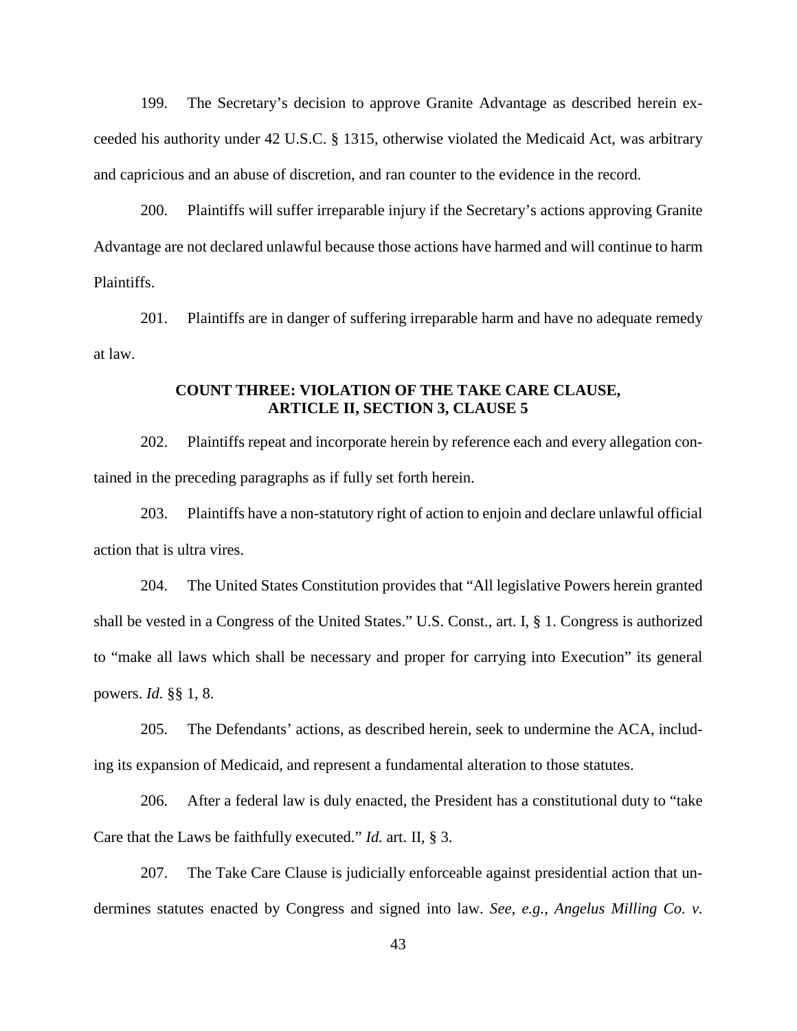199. The Secretary's decision to approve Granite Advantage as described herein exceeded his authority under 42 U.S.C. § 1315, otherwise violated the Medicaid Act, was arbitrary and capricious and an abuse of discretion, and ran counter to the evidence in the record.

200. Plaintiffs will suffer irreparable injury if the Secretary's actions approving Granite Advantage are not declared unlawful because those actions have harmed and will continue to harm Plaintiffs.

201. Plaintiffs are in danger of suffering irreparable harm and have no adequate remedy at law.

### COUNT THREE: VIOLATION OF THE TAKE CARE CLAUSE, ARTICLE II, SECTION 3, CLAUSE 5

202. Plaintiffs repeat and incorporate herein by reference each and every allegation contained in the preceding paragraphs as if fully set forth herein.

203. Plaintiffs have a non-statutory right of action to enjoin and declare unlawful official action that is ultra vires.

204. The United States Constitution provides that "All legislative Powers herein granted shall be vested in a Congress of the United States." U.S. Const., art. I, § 1. Congress is authorized to "make all laws which shall be necessary and proper for carrying into Execution" its general powers. *Id.* §§ 1, 8.

205. The Defendants' actions, as described herein, seek to undermine the ACA, including its expansion of Medicaid, and represent a fundamental alteration to those statutes.

206. After a federal law is duly enacted, the President has a constitutional duty to "take Care that the Laws be faithfully executed." *Id.* art. II, § 3.

207. The Take Care Clause is judicially enforceable against presidential action that undermines statutes enacted by Congress and signed into law. *See, e.g.*, *Angelus Milling Co. v.*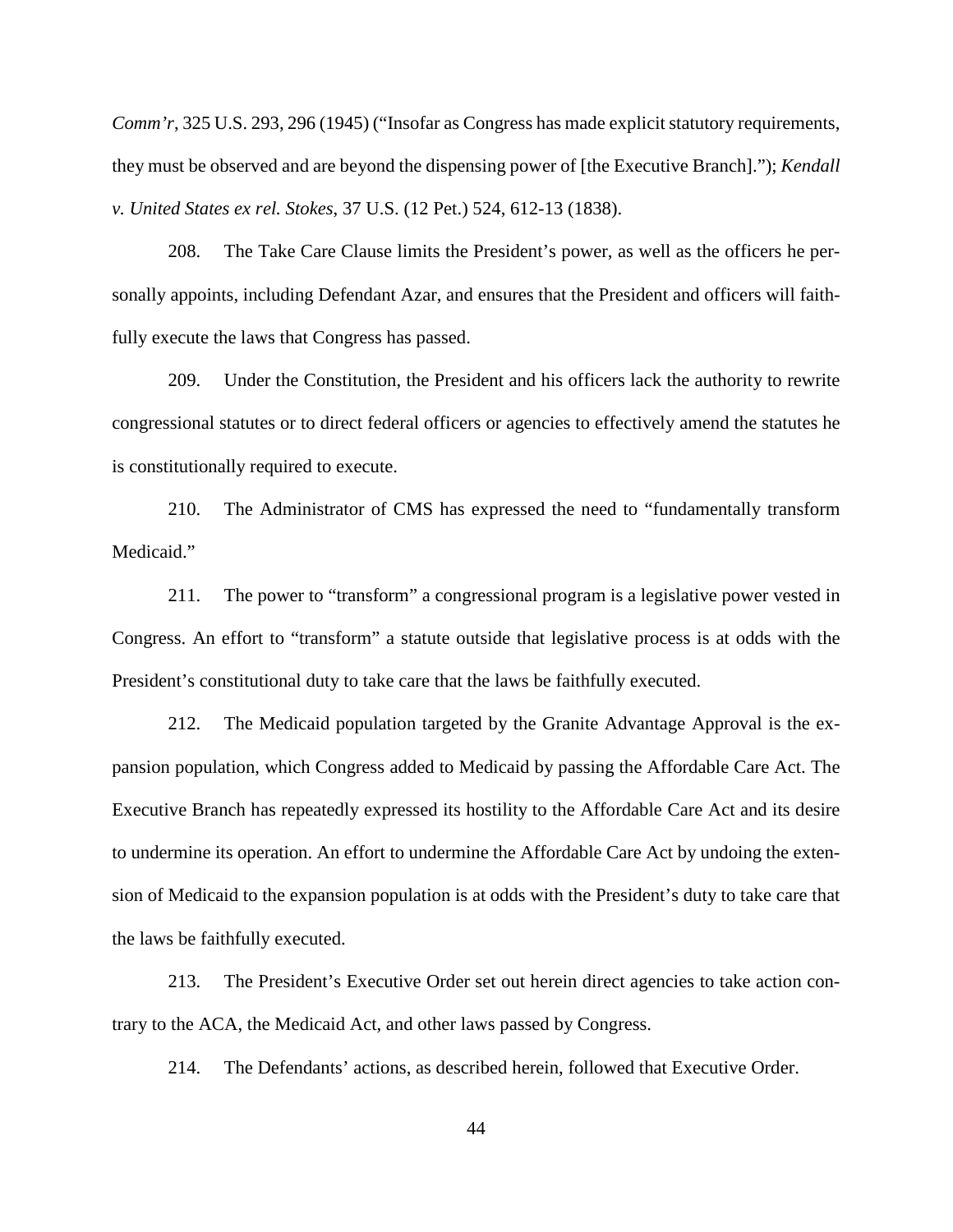*Comm'r*, 325 U.S. 293, 296 (1945) ("Insofar as Congress has made explicit statutory requirements, they must be observed and are beyond the dispensing power of [the Executive Branch]."); *Kendall v. United States ex rel. Stokes*, 37 U.S. (12 Pet.) 524, 612-13 (1838).

208. The Take Care Clause limits the President's power, as well as the officers he personally appoints, including Defendant Azar, and ensures that the President and officers will faithfully execute the laws that Congress has passed.

209. Under the Constitution, the President and his officers lack the authority to rewrite congressional statutes or to direct federal officers or agencies to effectively amend the statutes he is constitutionally required to execute.

210. The Administrator of CMS has expressed the need to "fundamentally transform Medicaid."

211. The power to "transform" a congressional program is a legislative power vested in Congress. An effort to "transform" a statute outside that legislative process is at odds with the President's constitutional duty to take care that the laws be faithfully executed.

212. The Medicaid population targeted by the Granite Advantage Approval is the expansion population, which Congress added to Medicaid by passing the Affordable Care Act. The Executive Branch has repeatedly expressed its hostility to the Affordable Care Act and its desire to undermine its operation. An effort to undermine the Affordable Care Act by undoing the extension of Medicaid to the expansion population is at odds with the President's duty to take care that the laws be faithfully executed.

213. The President's Executive Order set out herein direct agencies to take action contrary to the ACA, the Medicaid Act, and other laws passed by Congress.

214. The Defendants' actions, as described herein, followed that Executive Order.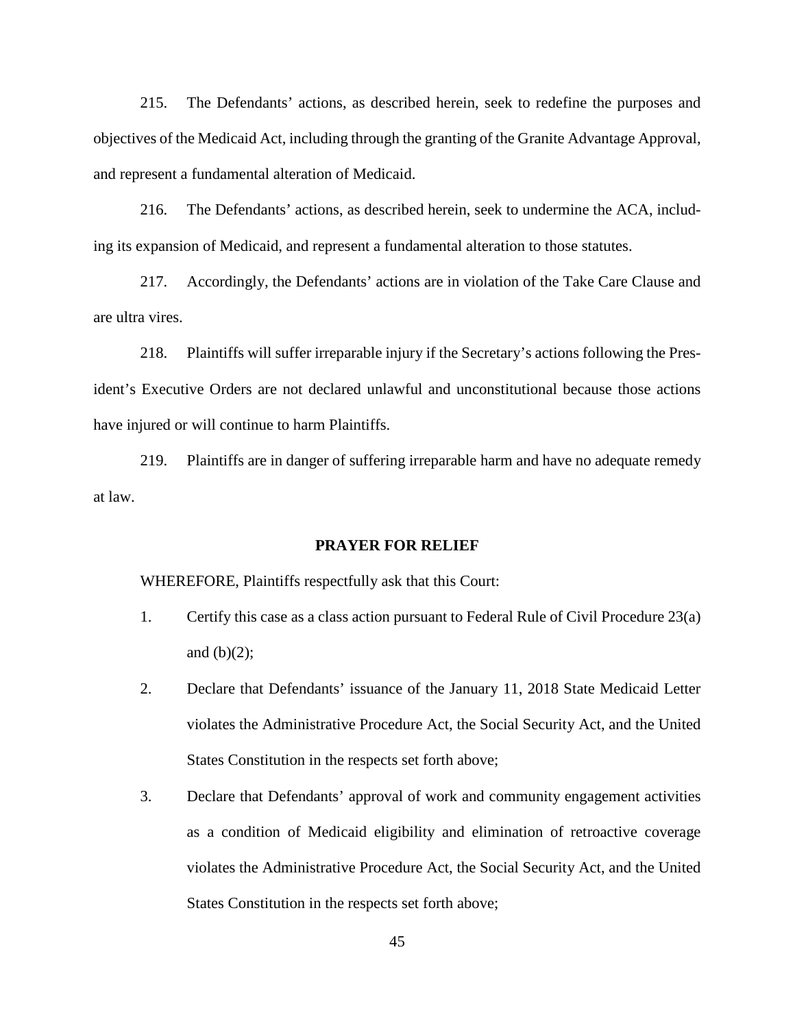215. The Defendants' actions, as described herein, seek to redefine the purposes and objectives of the Medicaid Act, including through the granting of the Granite Advantage Approval, and represent a fundamental alteration of Medicaid.

216. The Defendants' actions, as described herein, seek to undermine the ACA, including its expansion of Medicaid, and represent a fundamental alteration to those statutes.

217. Accordingly, the Defendants' actions are in violation of the Take Care Clause and are ultra vires.

218. Plaintiffs will suffer irreparable injury if the Secretary's actions following the President's Executive Orders are not declared unlawful and unconstitutional because those actions have injured or will continue to harm Plaintiffs.

219. Plaintiffs are in danger of suffering irreparable harm and have no adequate remedy at law.

## PRAYER FOR RELIEF

WHEREFORE, Plaintiffs respectfully ask that this Court:

1. Certify this case as a class action pursuant to Federal Rule of Civil Procedure 23(a) and (b)(2);
2. Declare that Defendants' issuance of the January 11, 2018 State Medicaid Letter violates the Administrative Procedure Act, the Social Security Act, and the United States Constitution in the respects set forth above;
3. Declare that Defendants' approval of work and community engagement activities as a condition of Medicaid eligibility and elimination of retroactive coverage violates the Administrative Procedure Act, the Social Security Act, and the United States Constitution in the respects set forth above;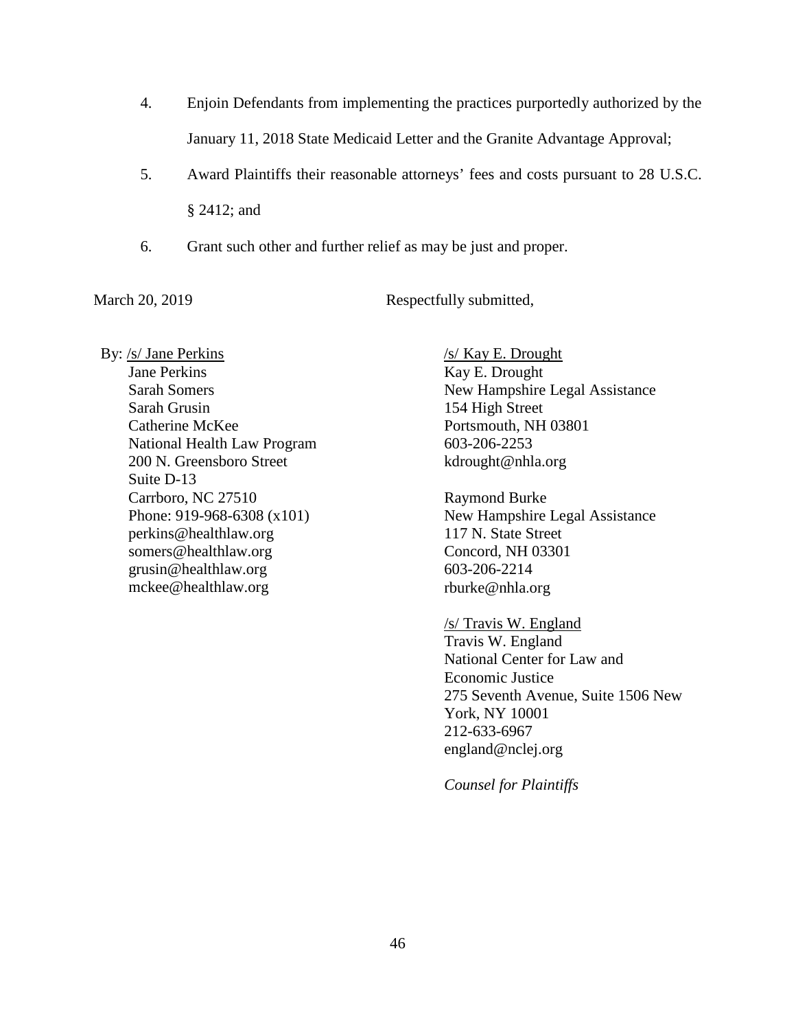4. Enjoin Defendants from implementing the practices purportedly authorized by the January 11, 2018 State Medicaid Letter and the Granite Advantage Approval;

5. Award Plaintiffs their reasonable attorneys' fees and costs pursuant to 28 U.S.C. § 2412; and

6. Grant such other and further relief as may be just and proper.

March 20, 2019

Respectfully submitted,

By: /s/ Jane Perkins
Jane Perkins
Sarah Somers
Sarah Grusin
Catherine McKee
National Health Law Program
200 N. Greensboro Street
Suite D-13
Carrboro, NC 27510
Phone: 919-968-6308 (x101)
perkins@healthlaw.org
somers@healthlaw.org
grusin@healthlaw.org
mckee@healthlaw.org

/s/ Kay E. Drought
Kay E. Drought
New Hampshire Legal Assistance
154 High Street
Portsmouth, NH 03801
603-206-2253
kdrought@nhla.org

Raymond Burke
New Hampshire Legal Assistance
117 N. State Street
Concord, NH 03301
603-206-2214
rburke@nhla.org

/s/ Travis W. England
Travis W. England
National Center for Law and Economic Justice
275 Seventh Avenue, Suite 1506 New York, NY 10001
212-633-6967
england@nclej.org

*Counsel for Plaintiffs*